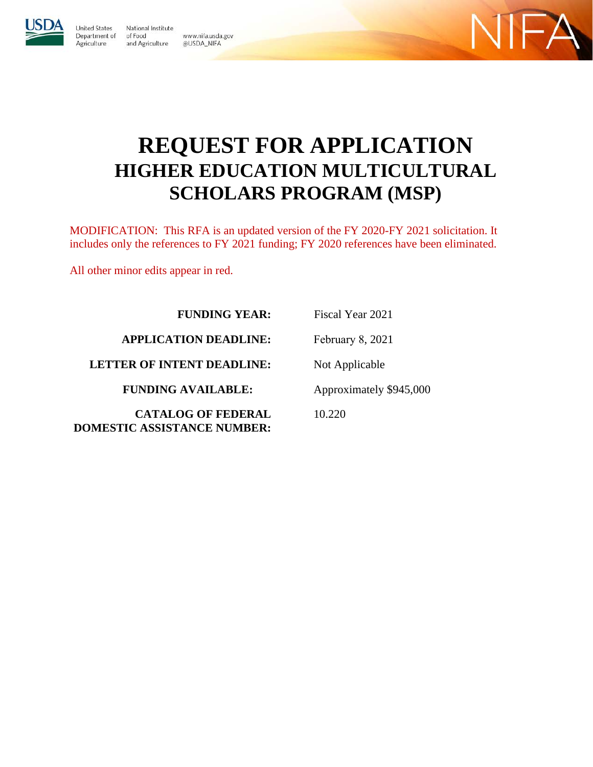United States Department of Agriculture

National Institute of Food and Agriculture

www.nifa.usda.gov
@USDA_NIFA

NIFA

# REQUEST FOR APPLICATION
## HIGHER EDUCATION MULTICULTURAL SCHOLARS PROGRAM (MSP)

MODIFICATION: This RFA is an updated version of the FY 2020-FY 2021 solicitation. It includes only the references to FY 2021 funding; FY 2020 references have been eliminated.

All other minor edits appear in red.

| | |
|---|---|
| **FUNDING YEAR:** | Fiscal Year 2021 |
| **APPLICATION DEADLINE:** | February 8, 2021 |
| **LETTER OF INTENT DEADLINE:** | Not Applicable |
| **FUNDING AVAILABLE:** | Approximately $945,000 |
| **CATALOG OF FEDERAL DOMESTIC ASSISTANCE NUMBER:** | 10.220 |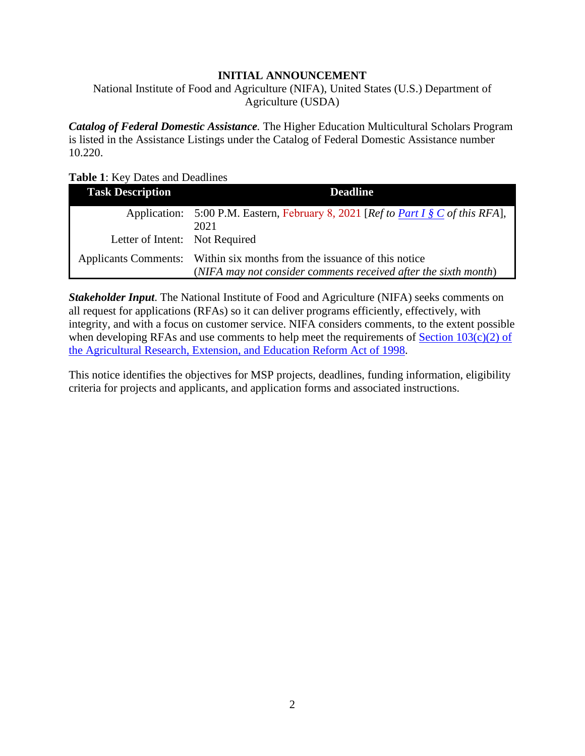**INITIAL ANNOUNCEMENT**

National Institute of Food and Agriculture (NIFA), United States (U.S.) Department of Agriculture (USDA)

***Catalog of Federal Domestic Assistance.*** The Higher Education Multicultural Scholars Program is listed in the Assistance Listings under the Catalog of Federal Domestic Assistance number 10.220.

**Table 1**: Key Dates and Deadlines

| Task Description | Deadline |
|---|---|
| Application: | 5:00 P.M. Eastern, February 8, 2021 [*Ref to Part I § C of this RFA*], 2021 |
| Letter of Intent: | Not Required |
| Applicants Comments: | Within six months from the issuance of this notice (*NIFA may not consider comments received after the sixth month*) |

***Stakeholder Input*.** The National Institute of Food and Agriculture (NIFA) seeks comments on all request for applications (RFAs) so it can deliver programs efficiently, effectively, with integrity, and with a focus on customer service. NIFA considers comments, to the extent possible when developing RFAs and use comments to help meet the requirements of Section 103(c)(2) of the Agricultural Research, Extension, and Education Reform Act of 1998.

This notice identifies the objectives for MSP projects, deadlines, funding information, eligibility criteria for projects and applicants, and application forms and associated instructions.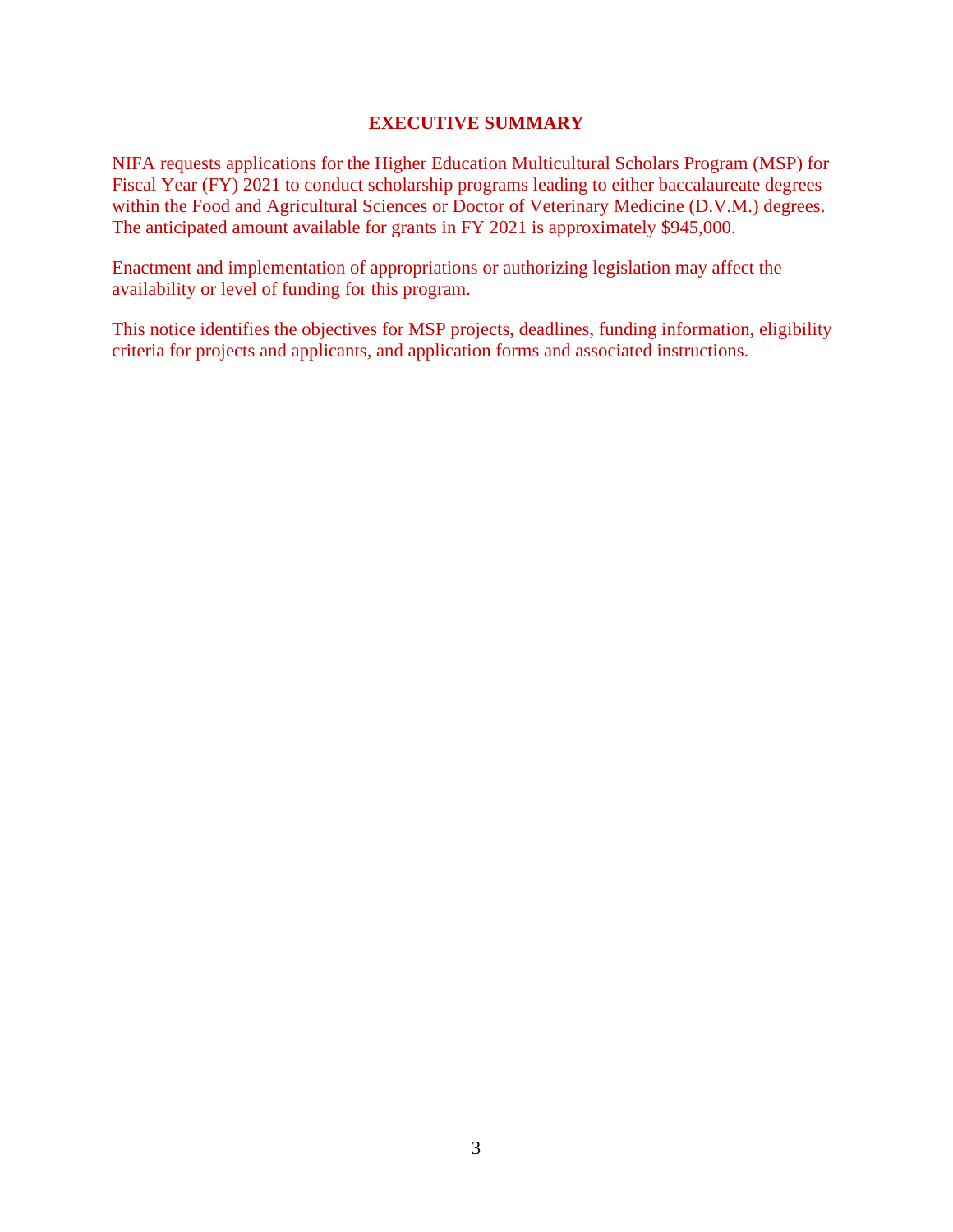## EXECUTIVE SUMMARY

NIFA requests applications for the Higher Education Multicultural Scholars Program (MSP) for Fiscal Year (FY) 2021 to conduct scholarship programs leading to either baccalaureate degrees within the Food and Agricultural Sciences or Doctor of Veterinary Medicine (D.V.M.) degrees. The anticipated amount available for grants in FY 2021 is approximately $945,000.

Enactment and implementation of appropriations or authorizing legislation may affect the availability or level of funding for this program.

This notice identifies the objectives for MSP projects, deadlines, funding information, eligibility criteria for projects and applicants, and application forms and associated instructions.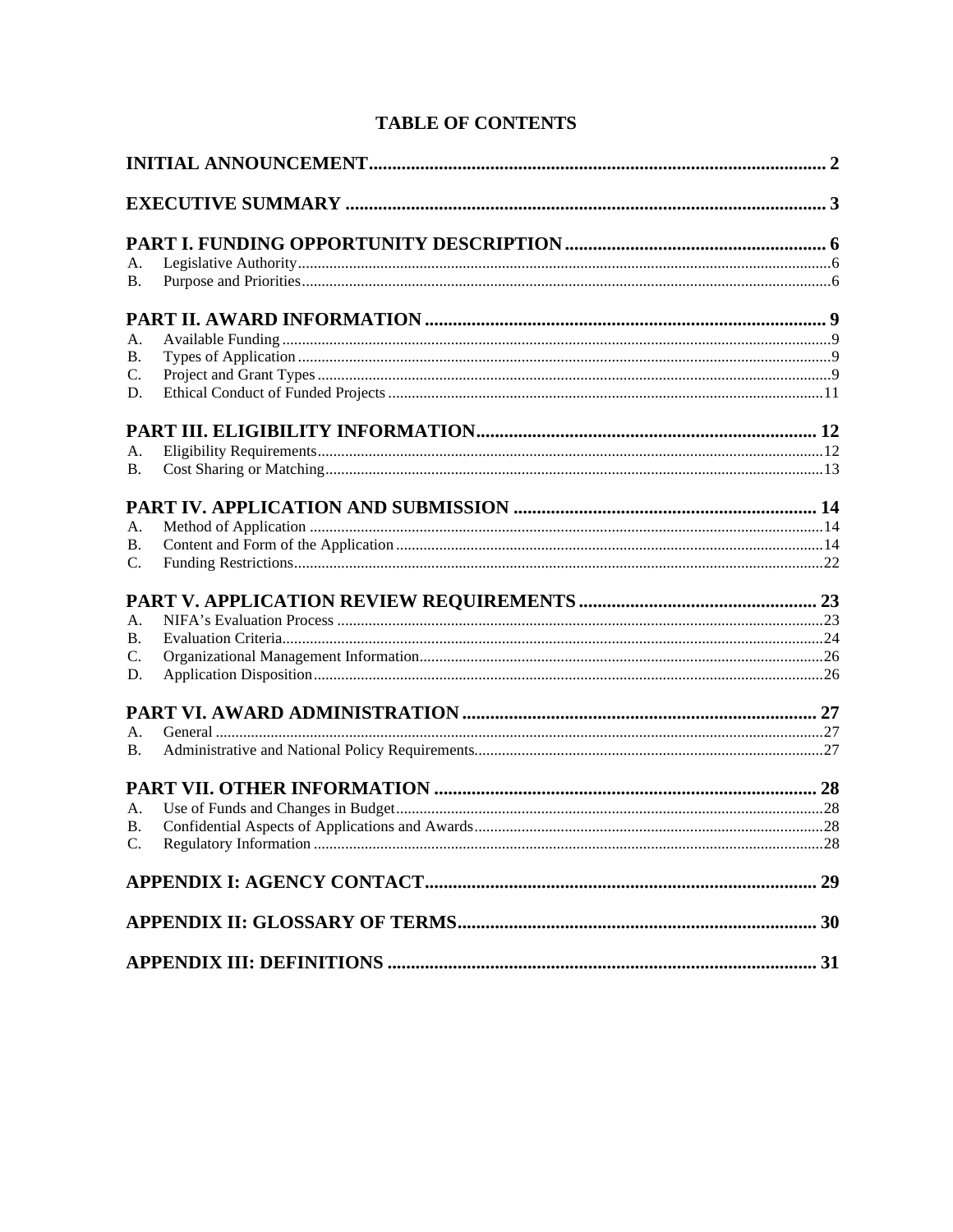# TABLE OF CONTENTS

**INITIAL ANNOUNCEMENT** ..... 2

**EXECUTIVE SUMMARY** ..... 3

**PART I. FUNDING OPPORTUNITY DESCRIPTION** ..... 6

A. Legislative Authority ..... 6
B. Purpose and Priorities ..... 6

**PART II. AWARD INFORMATION** ..... 9

A. Available Funding ..... 9
B. Types of Application ..... 9
C. Project and Grant Types ..... 9
D. Ethical Conduct of Funded Projects ..... 11

**PART III. ELIGIBILITY INFORMATION** ..... 12

A. Eligibility Requirements ..... 12
B. Cost Sharing or Matching ..... 13

**PART IV. APPLICATION AND SUBMISSION** ..... 14

A. Method of Application ..... 14
B. Content and Form of the Application ..... 14
C. Funding Restrictions ..... 22

**PART V. APPLICATION REVIEW REQUIREMENTS** ..... 23

A. NIFA's Evaluation Process ..... 23
B. Evaluation Criteria ..... 24
C. Organizational Management Information ..... 26
D. Application Disposition ..... 26

**PART VI. AWARD ADMINISTRATION** ..... 27

A. General ..... 27
B. Administrative and National Policy Requirements ..... 27

**PART VII. OTHER INFORMATION** ..... 28

A. Use of Funds and Changes in Budget ..... 28
B. Confidential Aspects of Applications and Awards ..... 28
C. Regulatory Information ..... 28

**APPENDIX I: AGENCY CONTACT** ..... 29

**APPENDIX II: GLOSSARY OF TERMS** ..... 30

**APPENDIX III: DEFINITIONS** ..... 31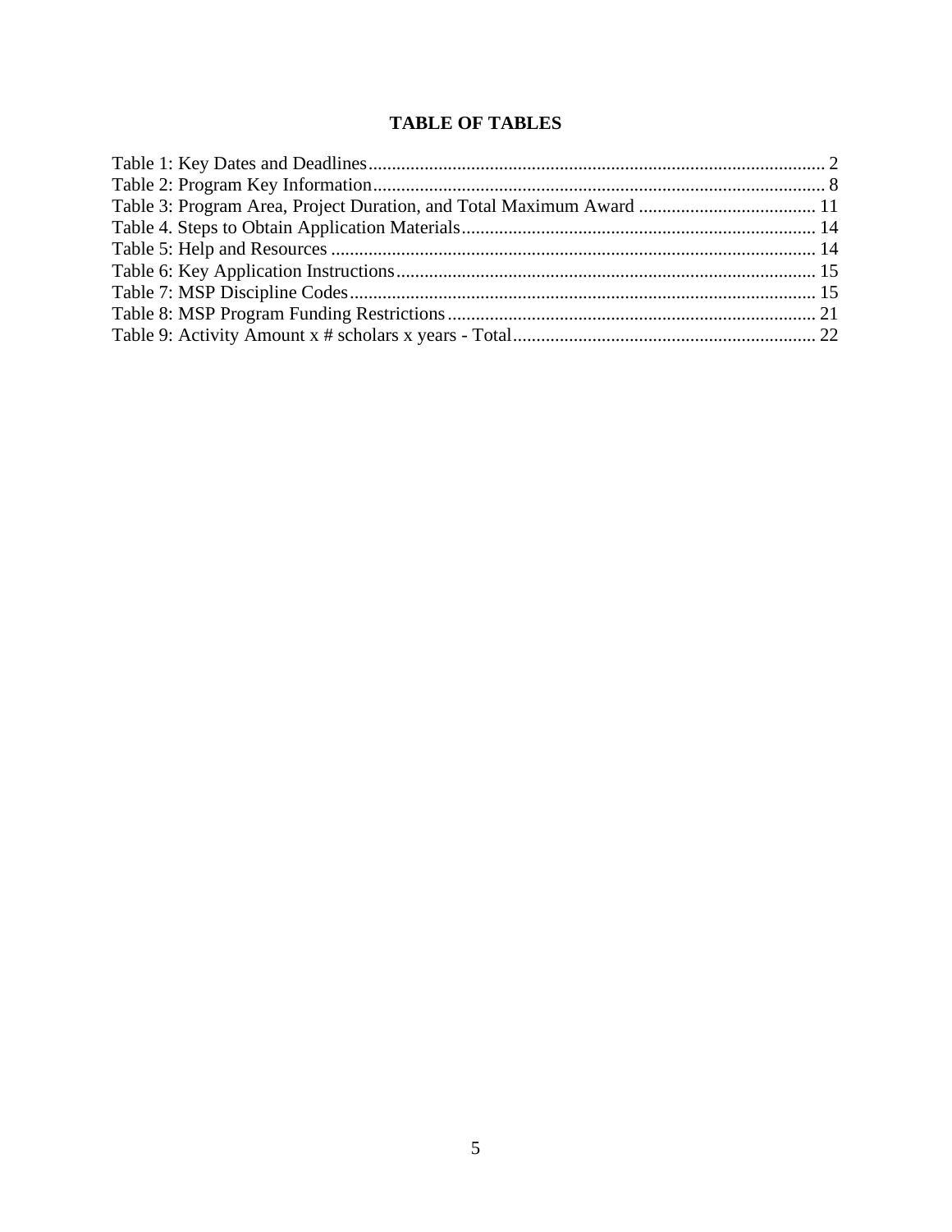## TABLE OF TABLES

Table 1: Key Dates and Deadlines ............................................................ 2
Table 2: Program Key Information ............................................................ 8
Table 3: Program Area, Project Duration, and Total Maximum Award ............................ 11
Table 4. Steps to Obtain Application Materials ............................................... 14
Table 5: Help and Resources .................................................................. 14
Table 6: Key Application Instructions ........................................................ 15
Table 7: MSP Discipline Codes ................................................................ 15
Table 8: MSP Program Funding Restrictions .................................................... 21
Table 9: Activity Amount x # scholars x years - Total ........................................ 22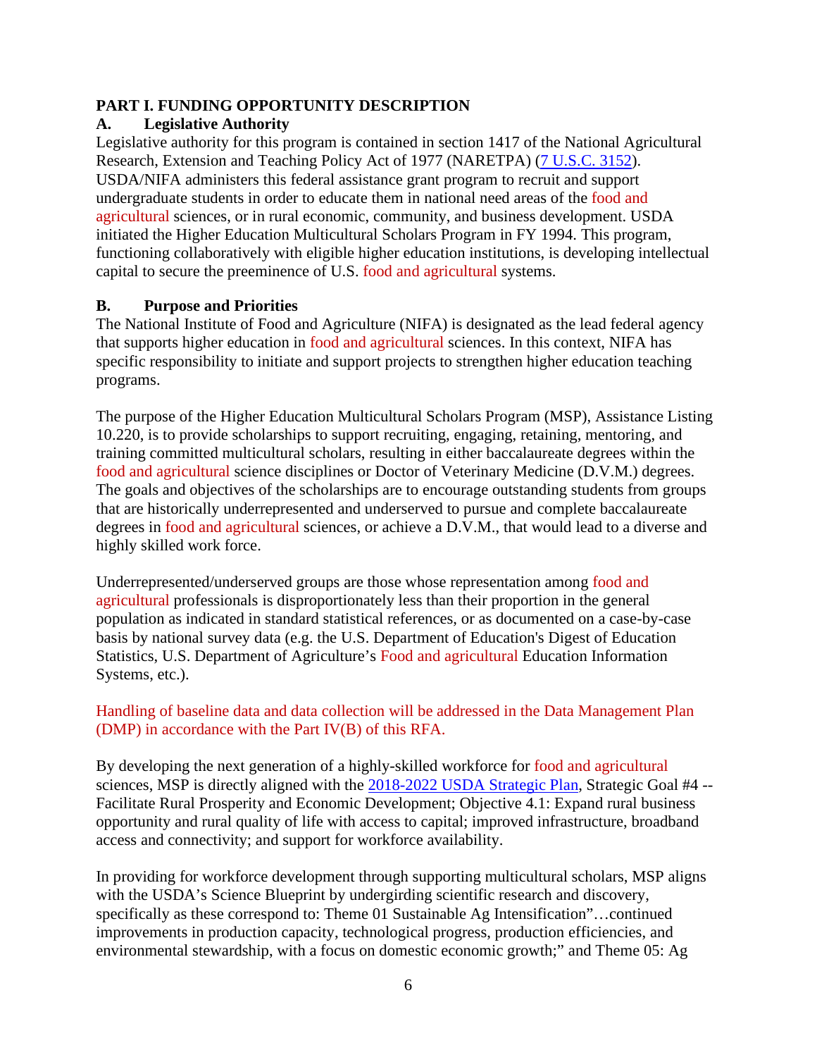## PART I. FUNDING OPPORTUNITY DESCRIPTION

### A. Legislative Authority

Legislative authority for this program is contained in section 1417 of the National Agricultural Research, Extension and Teaching Policy Act of 1977 (NARETPA) (7 U.S.C. 3152). USDA/NIFA administers this federal assistance grant program to recruit and support undergraduate students in order to educate them in national need areas of the food and agricultural sciences, or in rural economic, community, and business development. USDA initiated the Higher Education Multicultural Scholars Program in FY 1994. This program, functioning collaboratively with eligible higher education institutions, is developing intellectual capital to secure the preeminence of U.S. food and agricultural systems.

### B. Purpose and Priorities

The National Institute of Food and Agriculture (NIFA) is designated as the lead federal agency that supports higher education in food and agricultural sciences. In this context, NIFA has specific responsibility to initiate and support projects to strengthen higher education teaching programs.

The purpose of the Higher Education Multicultural Scholars Program (MSP), Assistance Listing 10.220, is to provide scholarships to support recruiting, engaging, retaining, mentoring, and training committed multicultural scholars, resulting in either baccalaureate degrees within the food and agricultural science disciplines or Doctor of Veterinary Medicine (D.V.M.) degrees. The goals and objectives of the scholarships are to encourage outstanding students from groups that are historically underrepresented and underserved to pursue and complete baccalaureate degrees in food and agricultural sciences, or achieve a D.V.M., that would lead to a diverse and highly skilled work force.

Underrepresented/underserved groups are those whose representation among food and agricultural professionals is disproportionately less than their proportion in the general population as indicated in standard statistical references, or as documented on a case-by-case basis by national survey data (e.g. the U.S. Department of Education's Digest of Education Statistics, U.S. Department of Agriculture's Food and agricultural Education Information Systems, etc.).

Handling of baseline data and data collection will be addressed in the Data Management Plan (DMP) in accordance with the Part IV(B) of this RFA.

By developing the next generation of a highly-skilled workforce for food and agricultural sciences, MSP is directly aligned with the 2018-2022 USDA Strategic Plan, Strategic Goal #4 -- Facilitate Rural Prosperity and Economic Development; Objective 4.1: Expand rural business opportunity and rural quality of life with access to capital; improved infrastructure, broadband access and connectivity; and support for workforce availability.

In providing for workforce development through supporting multicultural scholars, MSP aligns with the USDA's Science Blueprint by undergirding scientific research and discovery, specifically as these correspond to: Theme 01 Sustainable Ag Intensification"…continued improvements in production capacity, technological progress, production efficiencies, and environmental stewardship, with a focus on domestic economic growth;" and Theme 05: Ag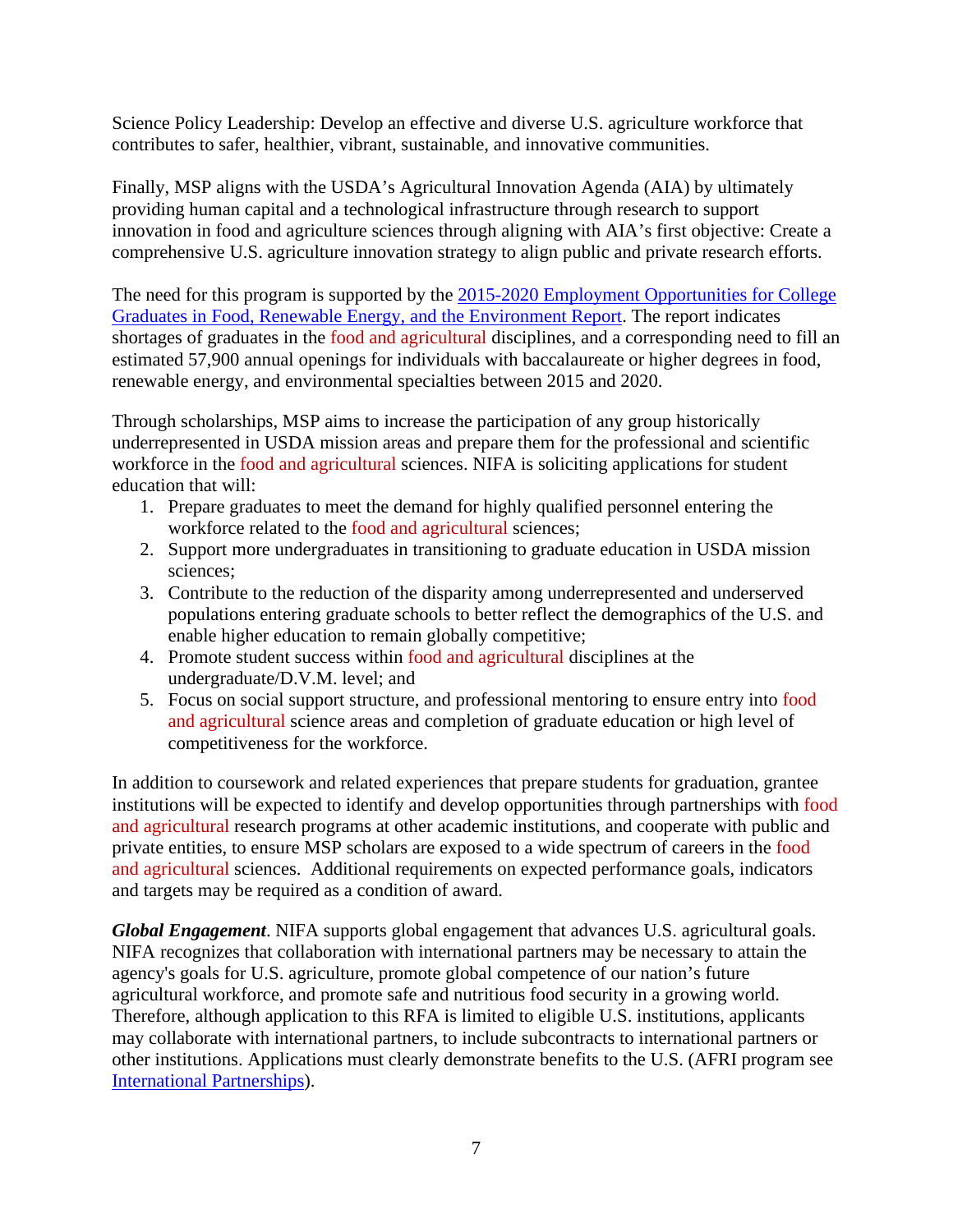Science Policy Leadership: Develop an effective and diverse U.S. agriculture workforce that contributes to safer, healthier, vibrant, sustainable, and innovative communities.

Finally, MSP aligns with the USDA's Agricultural Innovation Agenda (AIA) by ultimately providing human capital and a technological infrastructure through research to support innovation in food and agriculture sciences through aligning with AIA's first objective: Create a comprehensive U.S. agriculture innovation strategy to align public and private research efforts.

The need for this program is supported by the [2015-2020 Employment Opportunities for College Graduates in Food, Renewable Energy, and the Environment Report](). The report indicates shortages of graduates in the food and agricultural disciplines, and a corresponding need to fill an estimated 57,900 annual openings for individuals with baccalaureate or higher degrees in food, renewable energy, and environmental specialties between 2015 and 2020.

Through scholarships, MSP aims to increase the participation of any group historically underrepresented in USDA mission areas and prepare them for the professional and scientific workforce in the food and agricultural sciences. NIFA is soliciting applications for student education that will:

1. Prepare graduates to meet the demand for highly qualified personnel entering the workforce related to the food and agricultural sciences;
2. Support more undergraduates in transitioning to graduate education in USDA mission sciences;
3. Contribute to the reduction of the disparity among underrepresented and underserved populations entering graduate schools to better reflect the demographics of the U.S. and enable higher education to remain globally competitive;
4. Promote student success within food and agricultural disciplines at the undergraduate/D.V.M. level; and
5. Focus on social support structure, and professional mentoring to ensure entry into food and agricultural science areas and completion of graduate education or high level of competitiveness for the workforce.

In addition to coursework and related experiences that prepare students for graduation, grantee institutions will be expected to identify and develop opportunities through partnerships with food and agricultural research programs at other academic institutions, and cooperate with public and private entities, to ensure MSP scholars are exposed to a wide spectrum of careers in the food and agricultural sciences. Additional requirements on expected performance goals, indicators and targets may be required as a condition of award.

***Global Engagement***. NIFA supports global engagement that advances U.S. agricultural goals. NIFA recognizes that collaboration with international partners may be necessary to attain the agency's goals for U.S. agriculture, promote global competence of our nation's future agricultural workforce, and promote safe and nutritious food security in a growing world. Therefore, although application to this RFA is limited to eligible U.S. institutions, applicants may collaborate with international partners, to include subcontracts to international partners or other institutions. Applications must clearly demonstrate benefits to the U.S. (AFRI program see [International Partnerships]()).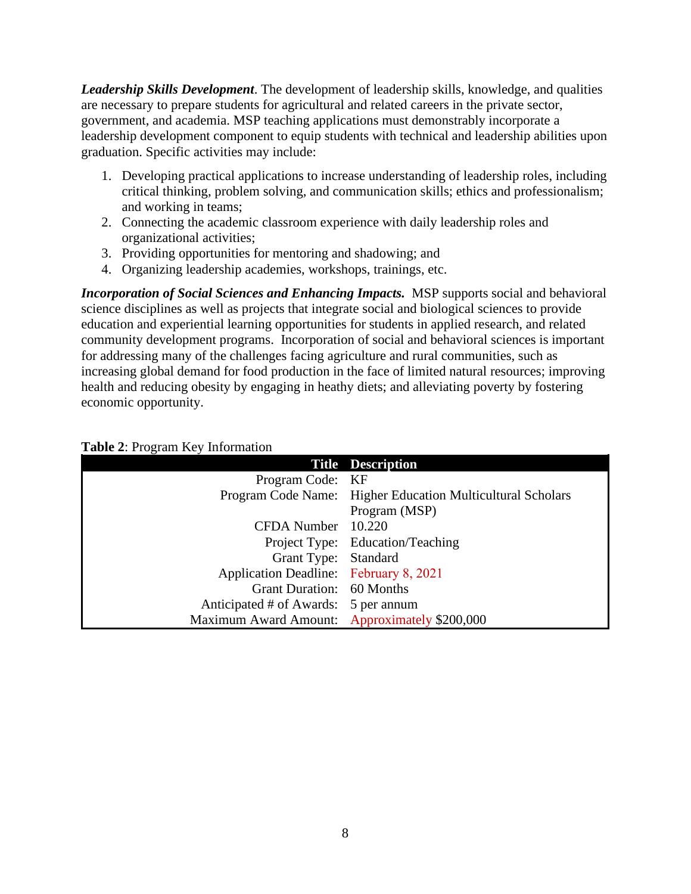***Leadership Skills Development***. The development of leadership skills, knowledge, and qualities are necessary to prepare students for agricultural and related careers in the private sector, government, and academia. MSP teaching applications must demonstrably incorporate a leadership development component to equip students with technical and leadership abilities upon graduation. Specific activities may include:

1. Developing practical applications to increase understanding of leadership roles, including critical thinking, problem solving, and communication skills; ethics and professionalism; and working in teams;
2. Connecting the academic classroom experience with daily leadership roles and organizational activities;
3. Providing opportunities for mentoring and shadowing; and
4. Organizing leadership academies, workshops, trainings, etc.

***Incorporation of Social Sciences and Enhancing Impacts.*** MSP supports social and behavioral science disciplines as well as projects that integrate social and biological sciences to provide education and experiential learning opportunities for students in applied research, and related community development programs. Incorporation of social and behavioral sciences is important for addressing many of the challenges facing agriculture and rural communities, such as increasing global demand for food production in the face of limited natural resources; improving health and reducing obesity by engaging in heathy diets; and alleviating poverty by fostering economic opportunity.

**Table 2**: Program Key Information

| Title | Description |
|---:|---|
| Program Code: | KF |
| Program Code Name: | Higher Education Multicultural Scholars Program (MSP) |
| CFDA Number | 10.220 |
| Project Type: | Education/Teaching |
| Grant Type: | Standard |
| Application Deadline: | February 8, 2021 |
| Grant Duration: | 60 Months |
| Anticipated # of Awards: | 5 per annum |
| Maximum Award Amount: | Approximately $200,000 |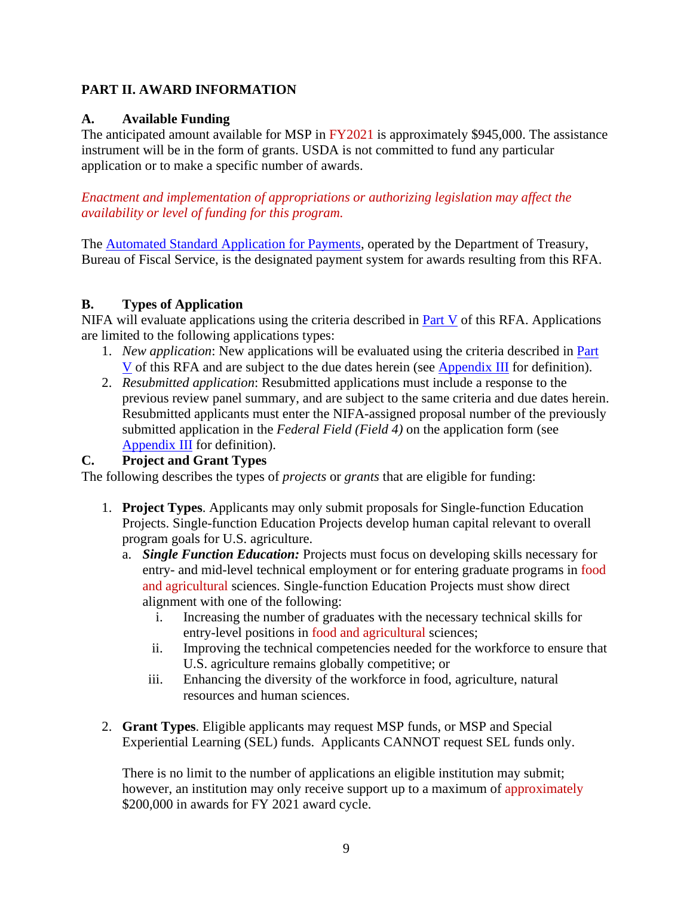## PART II. AWARD INFORMATION

### A. Available Funding

The anticipated amount available for MSP in FY2021 is approximately $945,000. The assistance instrument will be in the form of grants. USDA is not committed to fund any particular application or to make a specific number of awards.

*Enactment and implementation of appropriations or authorizing legislation may affect the availability or level of funding for this program.*

The Automated Standard Application for Payments, operated by the Department of Treasury, Bureau of Fiscal Service, is the designated payment system for awards resulting from this RFA.

### B. Types of Application

NIFA will evaluate applications using the criteria described in Part V of this RFA. Applications are limited to the following applications types:

1. *New application*: New applications will be evaluated using the criteria described in Part V of this RFA and are subject to the due dates herein (see Appendix III for definition).
2. *Resubmitted application*: Resubmitted applications must include a response to the previous review panel summary, and are subject to the same criteria and due dates herein. Resubmitted applicants must enter the NIFA-assigned proposal number of the previously submitted application in the *Federal Field (Field 4)* on the application form (see Appendix III for definition).

### C. Project and Grant Types

The following describes the types of *projects* or *grants* that are eligible for funding:

1. **Project Types**. Applicants may only submit proposals for Single-function Education Projects. Single-function Education Projects develop human capital relevant to overall program goals for U.S. agriculture.
   a. ***Single Function Education:*** Projects must focus on developing skills necessary for entry- and mid-level technical employment or for entering graduate programs in food and agricultural sciences. Single-function Education Projects must show direct alignment with one of the following:
      i. Increasing the number of graduates with the necessary technical skills for entry-level positions in food and agricultural sciences;
      ii. Improving the technical competencies needed for the workforce to ensure that U.S. agriculture remains globally competitive; or
      iii. Enhancing the diversity of the workforce in food, agriculture, natural resources and human sciences.

2. **Grant Types**. Eligible applicants may request MSP funds, or MSP and Special Experiential Learning (SEL) funds. Applicants CANNOT request SEL funds only.

   There is no limit to the number of applications an eligible institution may submit; however, an institution may only receive support up to a maximum of approximately $200,000 in awards for FY 2021 award cycle.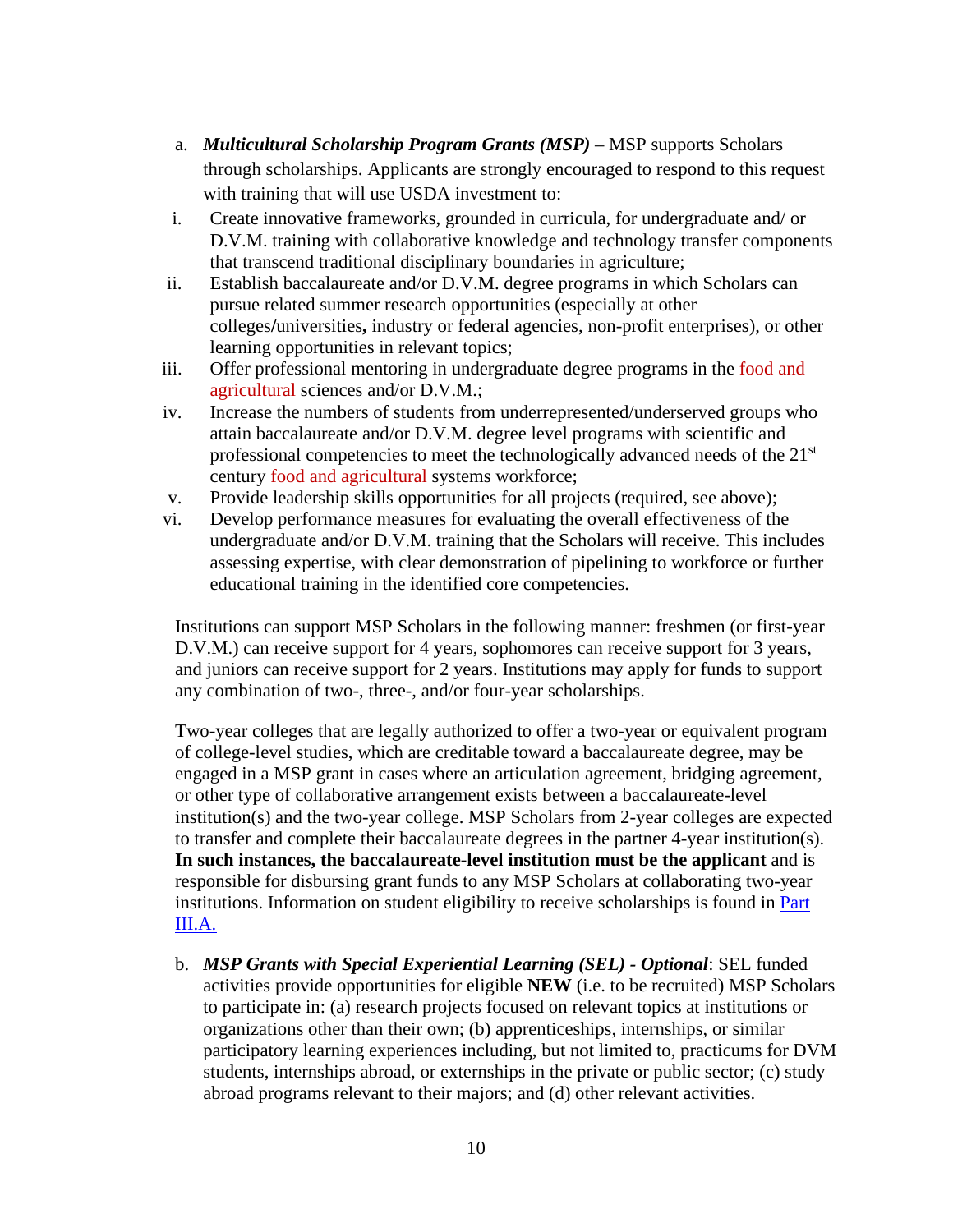a. ***Multicultural Scholarship Program Grants (MSP)*** – MSP supports Scholars through scholarships. Applicants are strongly encouraged to respond to this request with training that will use USDA investment to:

i. Create innovative frameworks, grounded in curricula, for undergraduate and/ or D.V.M. training with collaborative knowledge and technology transfer components that transcend traditional disciplinary boundaries in agriculture;

ii. Establish baccalaureate and/or D.V.M. degree programs in which Scholars can pursue related summer research opportunities (especially at other colleges/universities**,** industry or federal agencies, non-profit enterprises), or other learning opportunities in relevant topics;

iii. Offer professional mentoring in undergraduate degree programs in the food and agricultural sciences and/or D.V.M.;

iv. Increase the numbers of students from underrepresented/underserved groups who attain baccalaureate and/or D.V.M. degree level programs with scientific and professional competencies to meet the technologically advanced needs of the 21st century food and agricultural systems workforce;

v. Provide leadership skills opportunities for all projects (required, see above);

vi. Develop performance measures for evaluating the overall effectiveness of the undergraduate and/or D.V.M. training that the Scholars will receive. This includes assessing expertise, with clear demonstration of pipelining to workforce or further educational training in the identified core competencies.

Institutions can support MSP Scholars in the following manner: freshmen (or first-year D.V.M.) can receive support for 4 years, sophomores can receive support for 3 years, and juniors can receive support for 2 years. Institutions may apply for funds to support any combination of two-, three-, and/or four-year scholarships.

Two-year colleges that are legally authorized to offer a two-year or equivalent program of college-level studies, which are creditable toward a baccalaureate degree, may be engaged in a MSP grant in cases where an articulation agreement, bridging agreement, or other type of collaborative arrangement exists between a baccalaureate-level institution(s) and the two-year college. MSP Scholars from 2-year colleges are expected to transfer and complete their baccalaureate degrees in the partner 4-year institution(s). **In such instances, the baccalaureate-level institution must be the applicant** and is responsible for disbursing grant funds to any MSP Scholars at collaborating two-year institutions. Information on student eligibility to receive scholarships is found in Part III.A.

b. ***MSP Grants with Special Experiential Learning (SEL) - Optional***: SEL funded activities provide opportunities for eligible **NEW** (i.e. to be recruited) MSP Scholars to participate in: (a) research projects focused on relevant topics at institutions or organizations other than their own; (b) apprenticeships, internships, or similar participatory learning experiences including, but not limited to, practicums for DVM students, internships abroad, or externships in the private or public sector; (c) study abroad programs relevant to their majors; and (d) other relevant activities.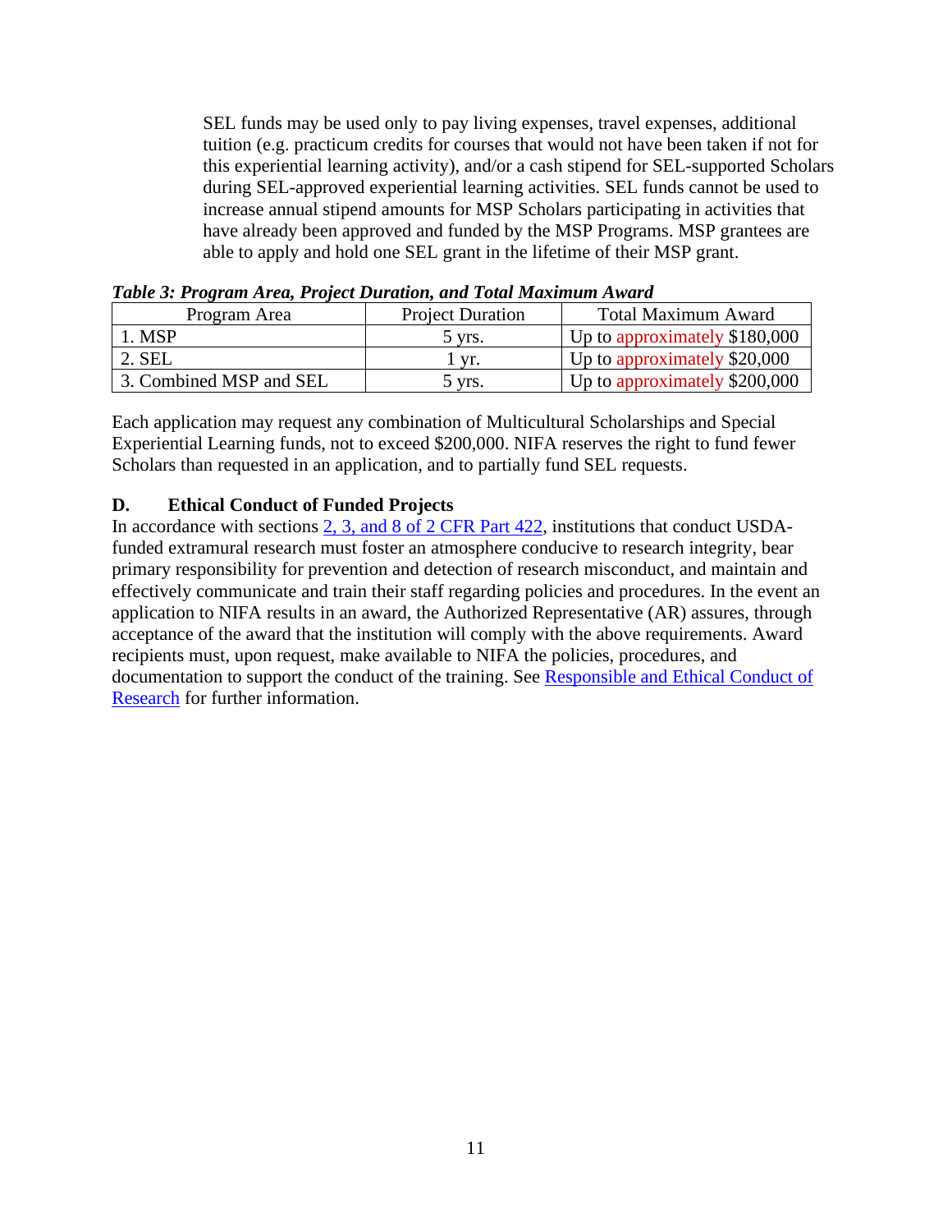SEL funds may be used only to pay living expenses, travel expenses, additional tuition (e.g. practicum credits for courses that would not have been taken if not for this experiential learning activity), and/or a cash stipend for SEL-supported Scholars during SEL-approved experiential learning activities. SEL funds cannot be used to increase annual stipend amounts for MSP Scholars participating in activities that have already been approved and funded by the MSP Programs. MSP grantees are able to apply and hold one SEL grant in the lifetime of their MSP grant.

***Table 3: Program Area, Project Duration, and Total Maximum Award***

| Program Area | Project Duration | Total Maximum Award |
|---|---|---|
| 1. MSP | 5 yrs. | Up to approximately $180,000 |
| 2. SEL | 1 yr. | Up to approximately $20,000 |
| 3. Combined MSP and SEL | 5 yrs. | Up to approximately $200,000 |

Each application may request any combination of Multicultural Scholarships and Special Experiential Learning funds, not to exceed $200,000. NIFA reserves the right to fund fewer Scholars than requested in an application, and to partially fund SEL requests.

### D. Ethical Conduct of Funded Projects

In accordance with sections 2, 3, and 8 of 2 CFR Part 422, institutions that conduct USDA-funded extramural research must foster an atmosphere conducive to research integrity, bear primary responsibility for prevention and detection of research misconduct, and maintain and effectively communicate and train their staff regarding policies and procedures. In the event an application to NIFA results in an award, the Authorized Representative (AR) assures, through acceptance of the award that the institution will comply with the above requirements. Award recipients must, upon request, make available to NIFA the policies, procedures, and documentation to support the conduct of the training. See Responsible and Ethical Conduct of Research for further information.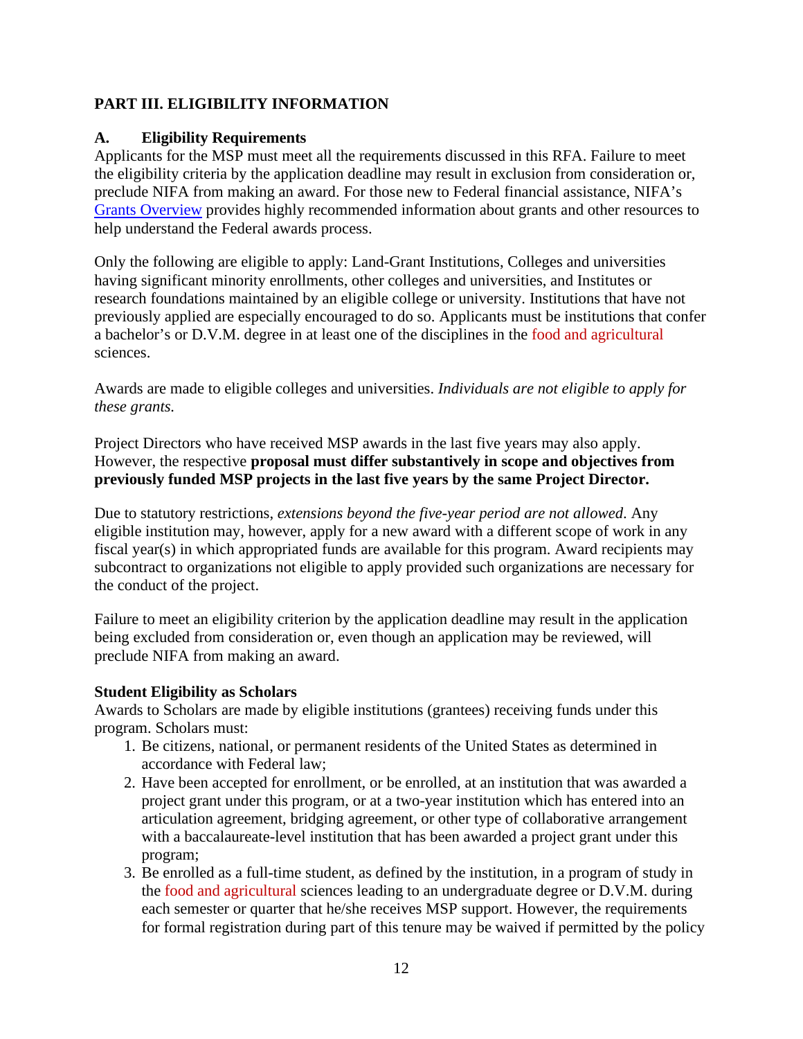## PART III. ELIGIBILITY INFORMATION

### A. Eligibility Requirements

Applicants for the MSP must meet all the requirements discussed in this RFA. Failure to meet the eligibility criteria by the application deadline may result in exclusion from consideration or, preclude NIFA from making an award. For those new to Federal financial assistance, NIFA's [Grants Overview] provides highly recommended information about grants and other resources to help understand the Federal awards process.

Only the following are eligible to apply: Land-Grant Institutions, Colleges and universities having significant minority enrollments, other colleges and universities, and Institutes or research foundations maintained by an eligible college or university. Institutions that have not previously applied are especially encouraged to do so. Applicants must be institutions that confer a bachelor's or D.V.M. degree in at least one of the disciplines in the food and agricultural sciences.

Awards are made to eligible colleges and universities. *Individuals are not eligible to apply for these grants.*

Project Directors who have received MSP awards in the last five years may also apply. However, the respective **proposal must differ substantively in scope and objectives from previously funded MSP projects in the last five years by the same Project Director.**

Due to statutory restrictions, *extensions beyond the five-year period are not allowed*. Any eligible institution may, however, apply for a new award with a different scope of work in any fiscal year(s) in which appropriated funds are available for this program. Award recipients may subcontract to organizations not eligible to apply provided such organizations are necessary for the conduct of the project.

Failure to meet an eligibility criterion by the application deadline may result in the application being excluded from consideration or, even though an application may be reviewed, will preclude NIFA from making an award.

**Student Eligibility as Scholars**

Awards to Scholars are made by eligible institutions (grantees) receiving funds under this program. Scholars must:

1. Be citizens, national, or permanent residents of the United States as determined in accordance with Federal law;
2. Have been accepted for enrollment, or be enrolled, at an institution that was awarded a project grant under this program, or at a two-year institution which has entered into an articulation agreement, bridging agreement, or other type of collaborative arrangement with a baccalaureate-level institution that has been awarded a project grant under this program;
3. Be enrolled as a full-time student, as defined by the institution, in a program of study in the food and agricultural sciences leading to an undergraduate degree or D.V.M. during each semester or quarter that he/she receives MSP support. However, the requirements for formal registration during part of this tenure may be waived if permitted by the policy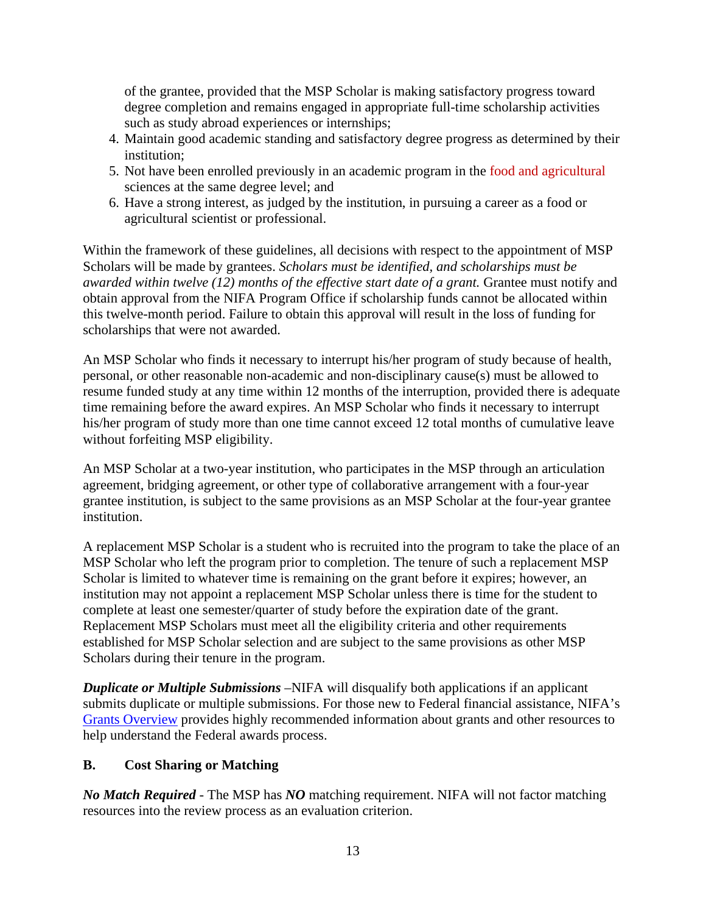of the grantee, provided that the MSP Scholar is making satisfactory progress toward degree completion and remains engaged in appropriate full-time scholarship activities such as study abroad experiences or internships;

4. Maintain good academic standing and satisfactory degree progress as determined by their institution;
5. Not have been enrolled previously in an academic program in the food and agricultural sciences at the same degree level; and
6. Have a strong interest, as judged by the institution, in pursuing a career as a food or agricultural scientist or professional.

Within the framework of these guidelines, all decisions with respect to the appointment of MSP Scholars will be made by grantees. *Scholars must be identified, and scholarships must be awarded within twelve (12) months of the effective start date of a grant.* Grantee must notify and obtain approval from the NIFA Program Office if scholarship funds cannot be allocated within this twelve-month period. Failure to obtain this approval will result in the loss of funding for scholarships that were not awarded.

An MSP Scholar who finds it necessary to interrupt his/her program of study because of health, personal, or other reasonable non-academic and non-disciplinary cause(s) must be allowed to resume funded study at any time within 12 months of the interruption, provided there is adequate time remaining before the award expires. An MSP Scholar who finds it necessary to interrupt his/her program of study more than one time cannot exceed 12 total months of cumulative leave without forfeiting MSP eligibility.

An MSP Scholar at a two-year institution, who participates in the MSP through an articulation agreement, bridging agreement, or other type of collaborative arrangement with a four-year grantee institution, is subject to the same provisions as an MSP Scholar at the four-year grantee institution.

A replacement MSP Scholar is a student who is recruited into the program to take the place of an MSP Scholar who left the program prior to completion. The tenure of such a replacement MSP Scholar is limited to whatever time is remaining on the grant before it expires; however, an institution may not appoint a replacement MSP Scholar unless there is time for the student to complete at least one semester/quarter of study before the expiration date of the grant. Replacement MSP Scholars must meet all the eligibility criteria and other requirements established for MSP Scholar selection and are subject to the same provisions as other MSP Scholars during their tenure in the program.

***Duplicate or Multiple Submissions*** –NIFA will disqualify both applications if an applicant submits duplicate or multiple submissions. For those new to Federal financial assistance, NIFA's [Grants Overview] provides highly recommended information about grants and other resources to help understand the Federal awards process.

## B. Cost Sharing or Matching

***No Match Required*** - The MSP has ***NO*** matching requirement. NIFA will not factor matching resources into the review process as an evaluation criterion.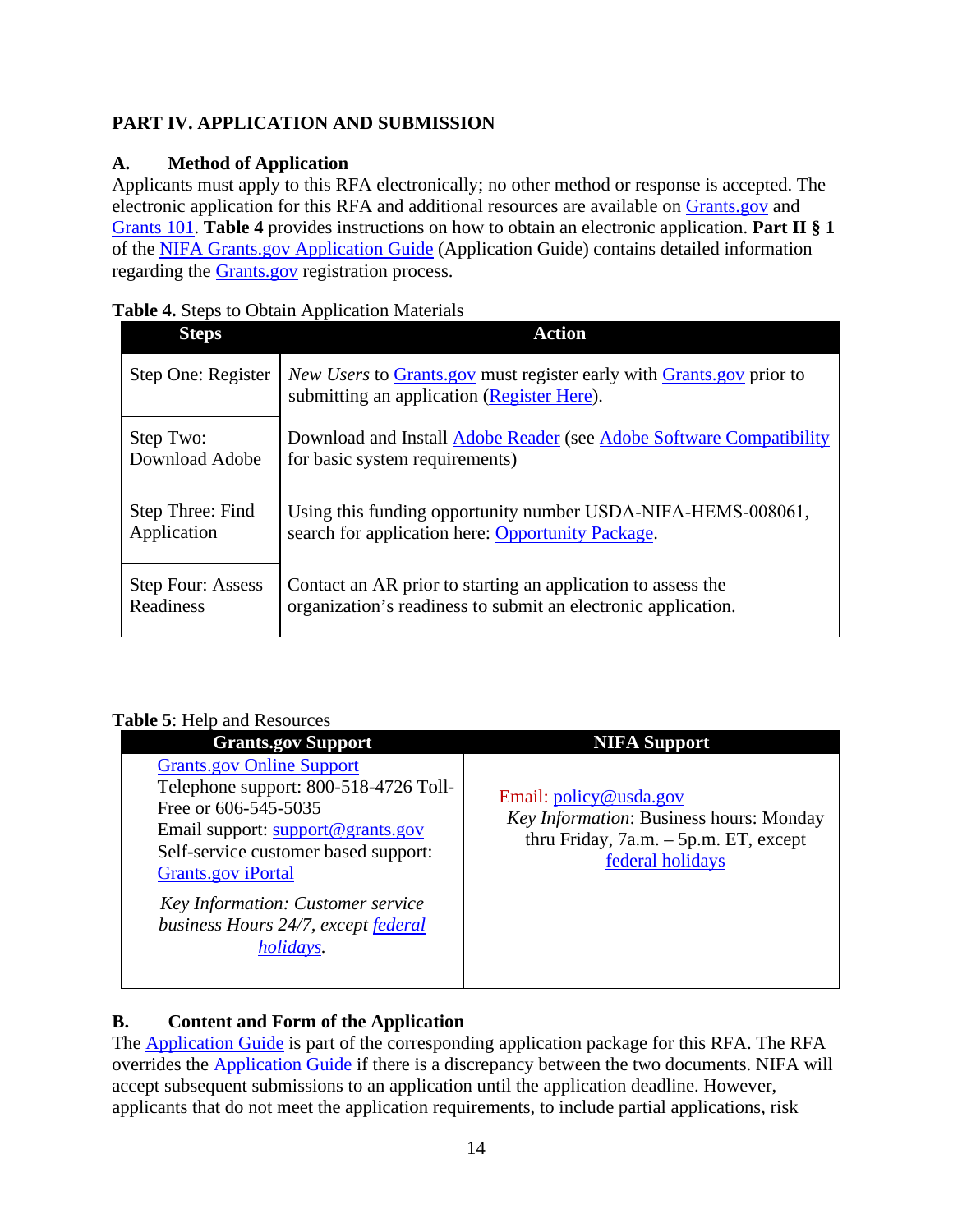## PART IV. APPLICATION AND SUBMISSION

### A. Method of Application

Applicants must apply to this RFA electronically; no other method or response is accepted. The electronic application for this RFA and additional resources are available on Grants.gov and Grants 101. **Table 4** provides instructions on how to obtain an electronic application. **Part II § 1** of the NIFA Grants.gov Application Guide (Application Guide) contains detailed information regarding the Grants.gov registration process.

**Table 4.** Steps to Obtain Application Materials

| Steps | Action |
|---|---|
| Step One: Register | *New Users* to Grants.gov must register early with Grants.gov prior to submitting an application (Register Here). |
| Step Two: Download Adobe | Download and Install Adobe Reader (see Adobe Software Compatibility for basic system requirements) |
| Step Three: Find Application | Using this funding opportunity number USDA-NIFA-HEMS-008061, search for application here: Opportunity Package. |
| Step Four: Assess Readiness | Contact an AR prior to starting an application to assess the organization's readiness to submit an electronic application. |

**Table 5**: Help and Resources

| Grants.gov Support | NIFA Support |
|---|---|
| Grants.gov Online Support<br>Telephone support: 800-518-4726 Toll-Free or 606-545-5035<br>Email support: support@grants.gov<br>Self-service customer based support: Grants.gov iPortal<br>*Key Information: Customer service business Hours 24/7, except federal holidays.* | Email: policy@usda.gov<br>*Key Information*: Business hours: Monday thru Friday, 7a.m. – 5p.m. ET, except federal holidays |

### B. Content and Form of the Application

The Application Guide is part of the corresponding application package for this RFA. The RFA overrides the Application Guide if there is a discrepancy between the two documents. NIFA will accept subsequent submissions to an application until the application deadline. However, applicants that do not meet the application requirements, to include partial applications, risk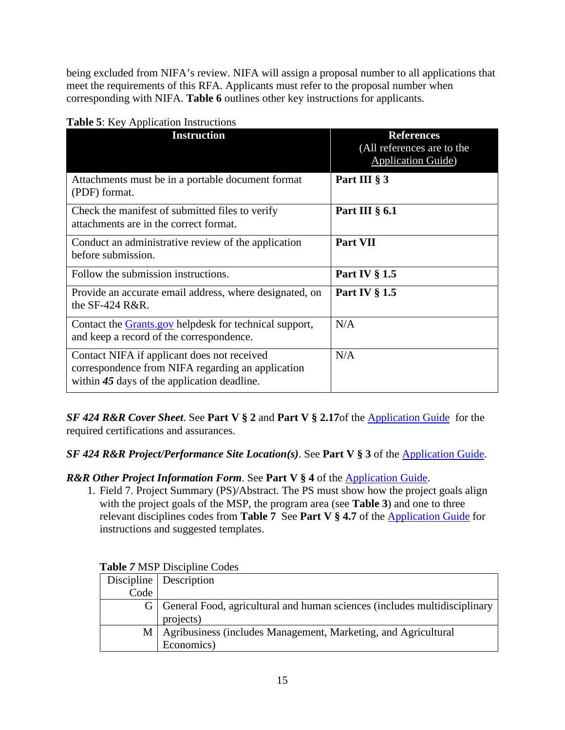being excluded from NIFA's review. NIFA will assign a proposal number to all applications that meet the requirements of this RFA. Applicants must refer to the proposal number when corresponding with NIFA. **Table 6** outlines other key instructions for applicants.

**Table 5**: Key Application Instructions

| Instruction | References (All references are to the Application Guide) |
|---|---|
| Attachments must be in a portable document format (PDF) format. | **Part III § 3** |
| Check the manifest of submitted files to verify attachments are in the correct format. | **Part III § 6.1** |
| Conduct an administrative review of the application before submission. | **Part VII** |
| Follow the submission instructions. | **Part IV § 1.5** |
| Provide an accurate email address, where designated, on the SF-424 R&R. | **Part IV § 1.5** |
| Contact the Grants.gov helpdesk for technical support, and keep a record of the correspondence. | N/A |
| Contact NIFA if applicant does not received correspondence from NIFA regarding an application within ***45*** days of the application deadline. | N/A |

***SF 424 R&R Cover Sheet***. See **Part V § 2** and **Part V § 2.17**of the Application Guide for the required certifications and assurances.

***SF 424 R&R Project/Performance Site Location(s)***. See **Part V § 3** of the Application Guide.

***R&R Other Project Information Form***. See **Part V § 4** of the Application Guide.

1. Field 7. Project Summary (PS)/Abstract. The PS must show how the project goals align with the project goals of the MSP, the program area (see **Table 3**) and one to three relevant disciplines codes from **Table 7** See **Part V § 4.7** of the Application Guide for instructions and suggested templates.

**Table *7*** MSP Discipline Codes

| Discipline Code | Description |
|---|---|
| G | General Food, agricultural and human sciences (includes multidisciplinary projects) |
| M | Agribusiness (includes Management, Marketing, and Agricultural Economics) |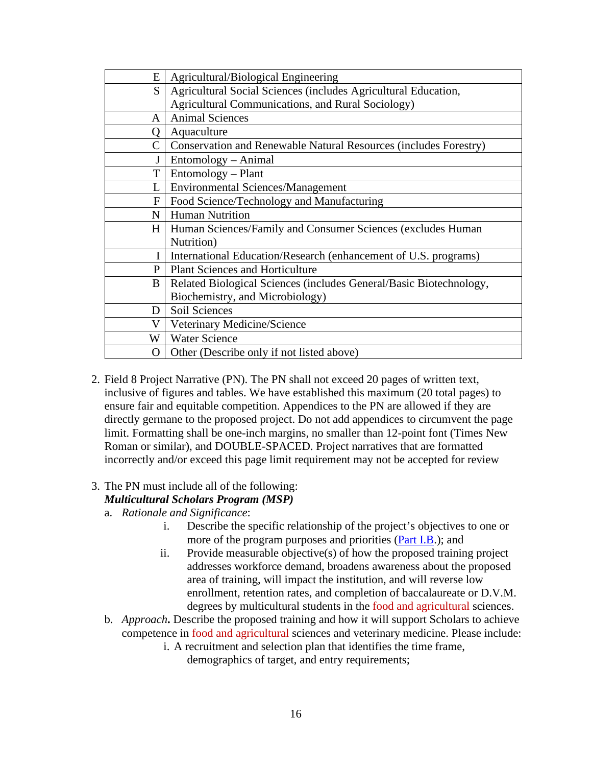| | |
|---|---|
| E | Agricultural/Biological Engineering |
| S | Agricultural Social Sciences (includes Agricultural Education, Agricultural Communications, and Rural Sociology) |
| A | Animal Sciences |
| Q | Aquaculture |
| C | Conservation and Renewable Natural Resources (includes Forestry) |
| J | Entomology – Animal |
| T | Entomology – Plant |
| L | Environmental Sciences/Management |
| F | Food Science/Technology and Manufacturing |
| N | Human Nutrition |
| H | Human Sciences/Family and Consumer Sciences (excludes Human Nutrition) |
| I | International Education/Research (enhancement of U.S. programs) |
| P | Plant Sciences and Horticulture |
| B | Related Biological Sciences (includes General/Basic Biotechnology, Biochemistry, and Microbiology) |
| D | Soil Sciences |
| V | Veterinary Medicine/Science |
| W | Water Science |
| O | Other (Describe only if not listed above) |

2. Field 8 Project Narrative (PN). The PN shall not exceed 20 pages of written text, inclusive of figures and tables. We have established this maximum (20 total pages) to ensure fair and equitable competition. Appendices to the PN are allowed if they are directly germane to the proposed project. Do not add appendices to circumvent the page limit. Formatting shall be one-inch margins, no smaller than 12-point font (Times New Roman or similar), and DOUBLE-SPACED. Project narratives that are formatted incorrectly and/or exceed this page limit requirement may not be accepted for review

3. The PN must include all of the following:
   ***Multicultural Scholars Program (MSP)***
   a. *Rationale and Significance*:
      i. Describe the specific relationship of the project's objectives to one or more of the program purposes and priorities (Part I.B.); and
      ii. Provide measurable objective(s) of how the proposed training project addresses workforce demand, broadens awareness about the proposed area of training, will impact the institution, and will reverse low enrollment, retention rates, and completion of baccalaureate or D.V.M. degrees by multicultural students in the food and agricultural sciences.
   b. *Approach***.** Describe the proposed training and how it will support Scholars to achieve competence in food and agricultural sciences and veterinary medicine. Please include:
      i. A recruitment and selection plan that identifies the time frame, demographics of target, and entry requirements;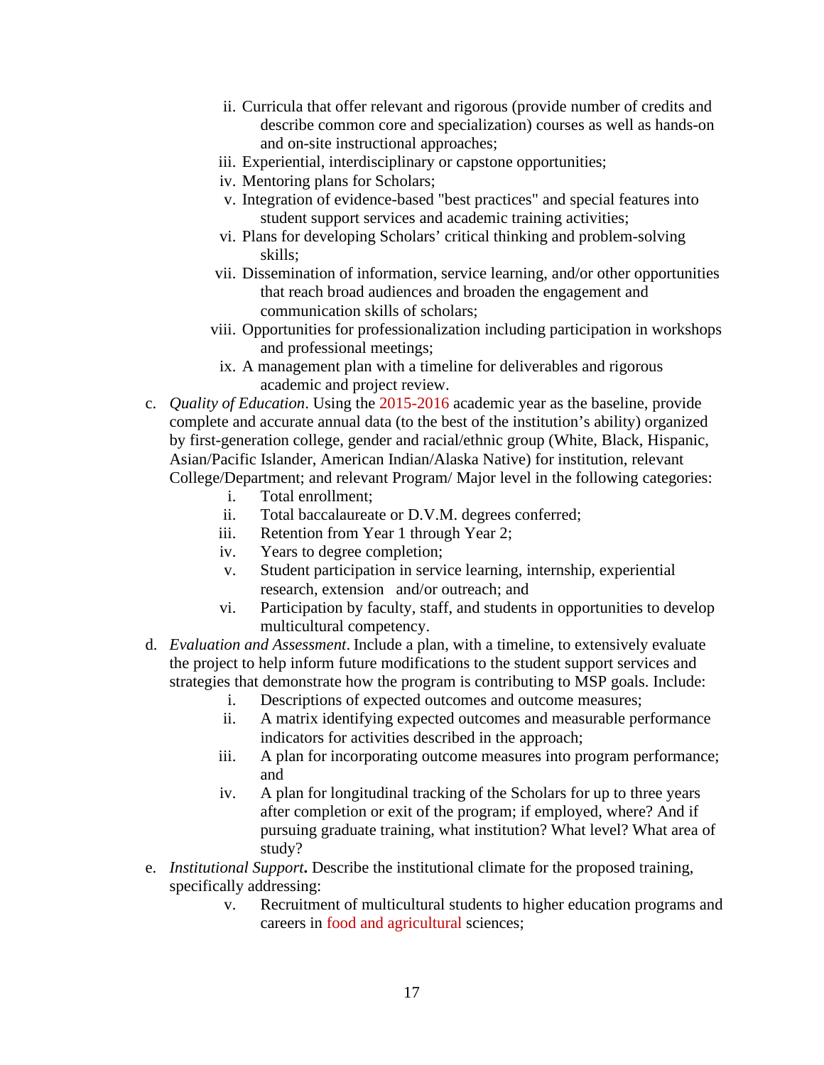ii. Curricula that offer relevant and rigorous (provide number of credits and describe common core and specialization) courses as well as hands-on and on-site instructional approaches;
   iii. Experiential, interdisciplinary or capstone opportunities;
   iv. Mentoring plans for Scholars;
   v. Integration of evidence-based "best practices" and special features into student support services and academic training activities;
   vi. Plans for developing Scholars' critical thinking and problem-solving skills;
   vii. Dissemination of information, service learning, and/or other opportunities that reach broad audiences and broaden the engagement and communication skills of scholars;
   viii. Opportunities for professionalization including participation in workshops and professional meetings;
   ix. A management plan with a timeline for deliverables and rigorous academic and project review.

c. *Quality of Education*. Using the 2015-2016 academic year as the baseline, provide complete and accurate annual data (to the best of the institution's ability) organized by first-generation college, gender and racial/ethnic group (White, Black, Hispanic, Asian/Pacific Islander, American Indian/Alaska Native) for institution, relevant College/Department; and relevant Program/ Major level in the following categories:
   i. Total enrollment;
   ii. Total baccalaureate or D.V.M. degrees conferred;
   iii. Retention from Year 1 through Year 2;
   iv. Years to degree completion;
   v. Student participation in service learning, internship, experiential research, extension and/or outreach; and
   vi. Participation by faculty, staff, and students in opportunities to develop multicultural competency.

d. *Evaluation and Assessment*. Include a plan, with a timeline, to extensively evaluate the project to help inform future modifications to the student support services and strategies that demonstrate how the program is contributing to MSP goals. Include:
   i. Descriptions of expected outcomes and outcome measures;
   ii. A matrix identifying expected outcomes and measurable performance indicators for activities described in the approach;
   iii. A plan for incorporating outcome measures into program performance; and
   iv. A plan for longitudinal tracking of the Scholars for up to three years after completion or exit of the program; if employed, where? And if pursuing graduate training, what institution? What level? What area of study?

e. *Institutional Support***.** Describe the institutional climate for the proposed training, specifically addressing:
   v. Recruitment of multicultural students to higher education programs and careers in food and agricultural sciences;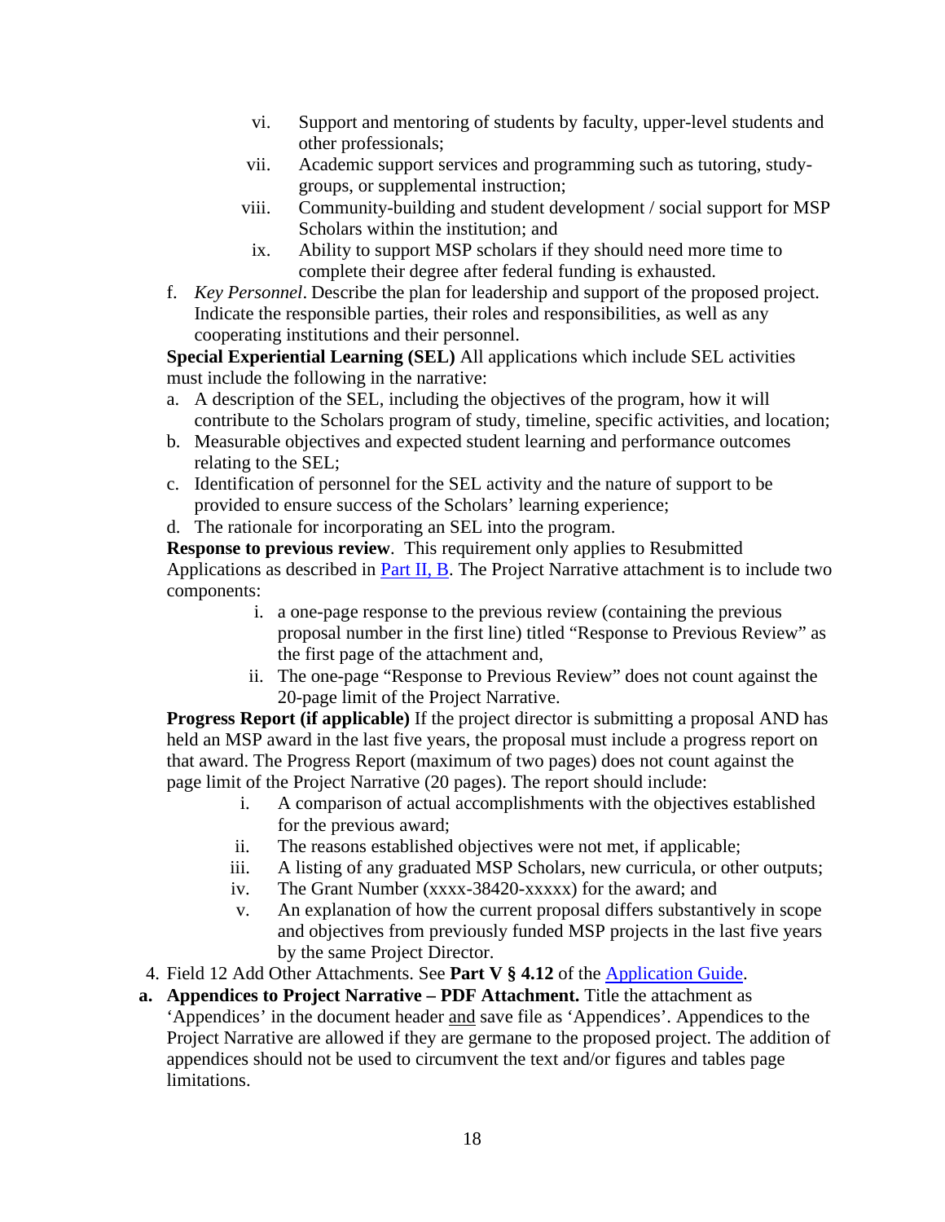vi. Support and mentoring of students by faculty, upper-level students and other professionals;
vii. Academic support services and programming such as tutoring, study-groups, or supplemental instruction;
viii. Community-building and student development / social support for MSP Scholars within the institution; and
ix. Ability to support MSP scholars if they should need more time to complete their degree after federal funding is exhausted.

f. *Key Personnel*. Describe the plan for leadership and support of the proposed project. Indicate the responsible parties, their roles and responsibilities, as well as any cooperating institutions and their personnel.

**Special Experiential Learning (SEL)** All applications which include SEL activities must include the following in the narrative:

a. A description of the SEL, including the objectives of the program, how it will contribute to the Scholars program of study, timeline, specific activities, and location;
b. Measurable objectives and expected student learning and performance outcomes relating to the SEL;
c. Identification of personnel for the SEL activity and the nature of support to be provided to ensure success of the Scholars' learning experience;
d. The rationale for incorporating an SEL into the program.

**Response to previous review**. This requirement only applies to Resubmitted Applications as described in [Part II, B](). The Project Narrative attachment is to include two components:

i. a one-page response to the previous review (containing the previous proposal number in the first line) titled "Response to Previous Review" as the first page of the attachment and,
ii. The one-page "Response to Previous Review" does not count against the 20-page limit of the Project Narrative.

**Progress Report (if applicable)** If the project director is submitting a proposal AND has held an MSP award in the last five years, the proposal must include a progress report on that award. The Progress Report (maximum of two pages) does not count against the page limit of the Project Narrative (20 pages). The report should include:

i. A comparison of actual accomplishments with the objectives established for the previous award;
ii. The reasons established objectives were not met, if applicable;
iii. A listing of any graduated MSP Scholars, new curricula, or other outputs;
iv. The Grant Number (xxxx-38420-xxxxx) for the award; and
v. An explanation of how the current proposal differs substantively in scope and objectives from previously funded MSP projects in the last five years by the same Project Director.

4. Field 12 Add Other Attachments. See **Part V § 4.12** of the [Application Guide]().

**a. Appendices to Project Narrative – PDF Attachment.** Title the attachment as 'Appendices' in the document header and save file as 'Appendices'. Appendices to the Project Narrative are allowed if they are germane to the proposed project. The addition of appendices should not be used to circumvent the text and/or figures and tables page limitations.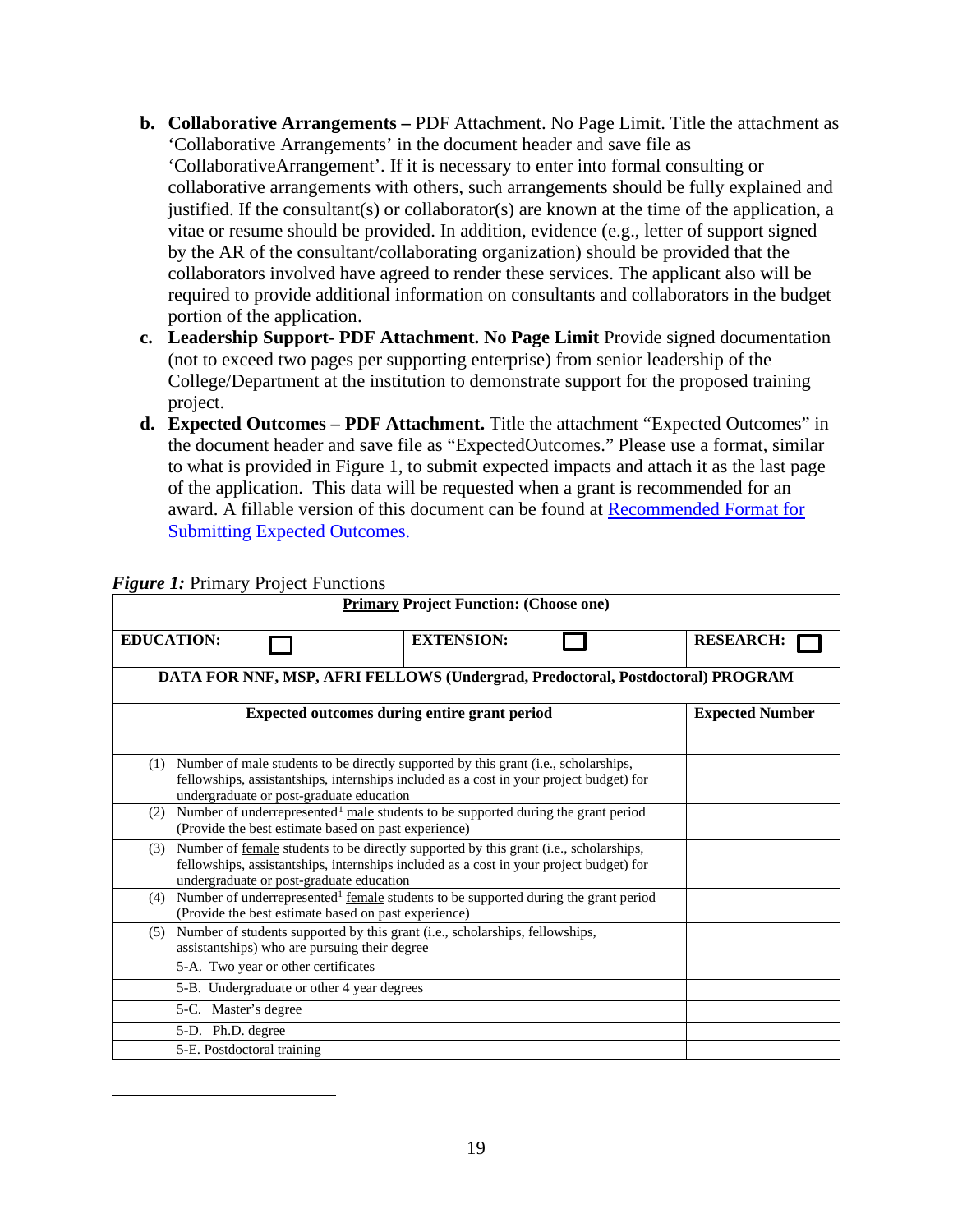b. **Collaborative Arrangements –** PDF Attachment. No Page Limit. Title the attachment as 'Collaborative Arrangements' in the document header and save file as 'CollaborativeArrangement'. If it is necessary to enter into formal consulting or collaborative arrangements with others, such arrangements should be fully explained and justified. If the consultant(s) or collaborator(s) are known at the time of the application, a vitae or resume should be provided. In addition, evidence (e.g., letter of support signed by the AR of the consultant/collaborating organization) should be provided that the collaborators involved have agreed to render these services. The applicant also will be required to provide additional information on consultants and collaborators in the budget portion of the application.

c. **Leadership Support- PDF Attachment. No Page Limit** Provide signed documentation (not to exceed two pages per supporting enterprise) from senior leadership of the College/Department at the institution to demonstrate support for the proposed training project.

d. **Expected Outcomes – PDF Attachment.** Title the attachment "Expected Outcomes" in the document header and save file as "ExpectedOutcomes." Please use a format, similar to what is provided in Figure 1, to submit expected impacts and attach it as the last page of the application. This data will be requested when a grant is recommended for an award. A fillable version of this document can be found at [Recommended Format for Submitting Expected Outcomes.]()

***Figure 1:*** Primary Project Functions

| **Primary Project Function: (Choose one)** | | |
|---|---|---|
| **EDUCATION:** ☐ | **EXTENSION:** ☐ | **RESEARCH:** ☐ |
| **DATA FOR NNF, MSP, AFRI FELLOWS (Undergrad, Predoctoral, Postdoctoral) PROGRAM** | | |
| **Expected outcomes during entire grant period** | | **Expected Number** |
| (1) Number of male students to be directly supported by this grant (i.e., scholarships, fellowships, assistantships, internships included as a cost in your project budget) for undergraduate or post-graduate education | | |
| (2) Number of underrepresented[1] male students to be supported during the grant period (Provide the best estimate based on past experience) | | |
| (3) Number of female students to be directly supported by this grant (i.e., scholarships, fellowships, assistantships, internships included as a cost in your project budget) for undergraduate or post-graduate education | | |
| (4) Number of underrepresented[1] female students to be supported during the grant period (Provide the best estimate based on past experience) | | |
| (5) Number of students supported by this grant (i.e., scholarships, fellowships, assistantships) who are pursuing their degree | | |
| 5-A. Two year or other certificates | | |
| 5-B. Undergraduate or other 4 year degrees | | |
| 5-C. Master's degree | | |
| 5-D. Ph.D. degree | | |
| 5-E. Postdoctoral training | | |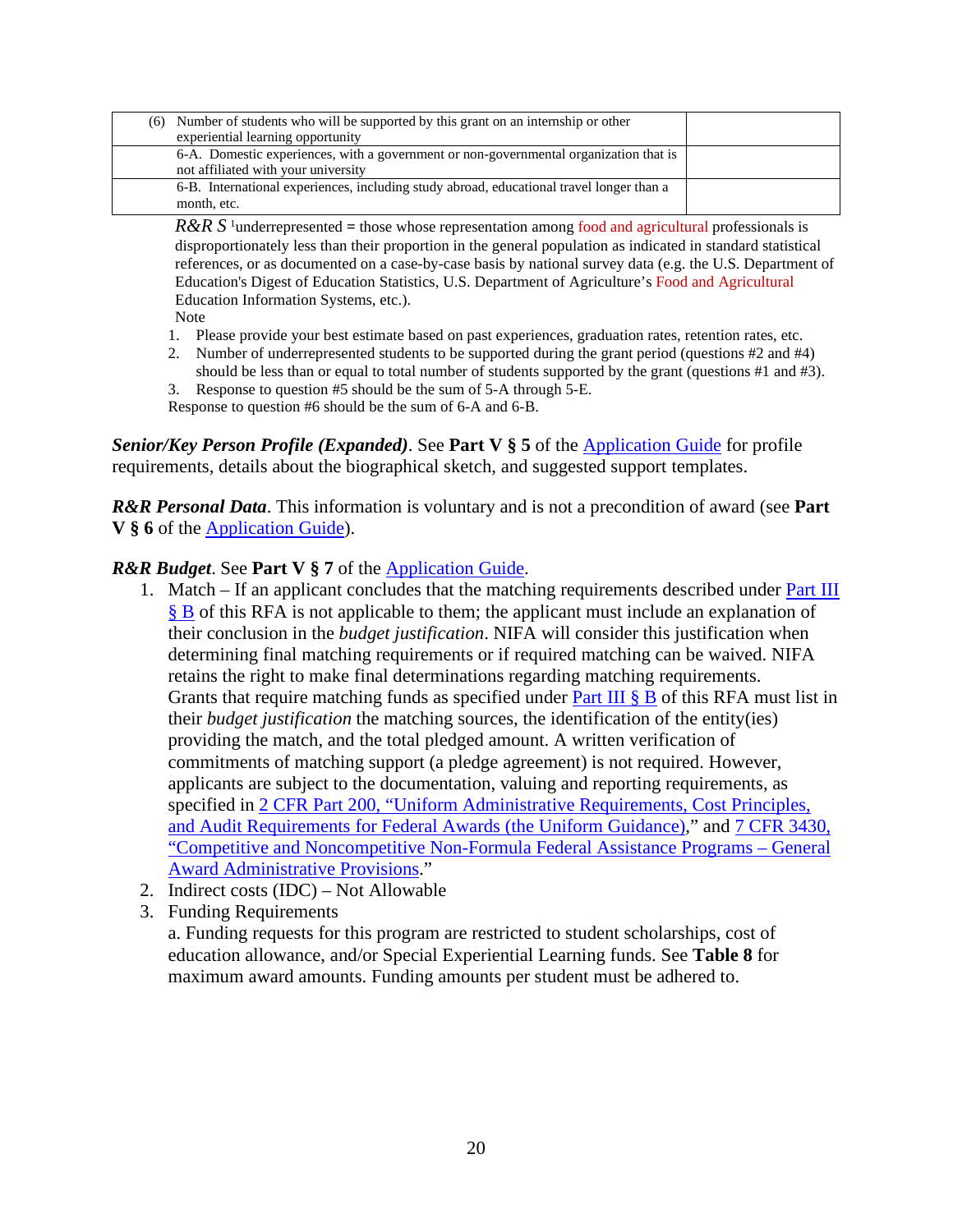| | |
|---|---|
| (6) Number of students who will be supported by this grant on an internship or other experiential learning opportunity | |
| 6-A. Domestic experiences, with a government or non-governmental organization that is not affiliated with your university | |
| 6-B. International experiences, including study abroad, educational travel longer than a month, etc. | |

*R&R S* [1]underrepresented = those whose representation among food and agricultural professionals is disproportionately less than their proportion in the general population as indicated in standard statistical references, or as documented on a case-by-case basis by national survey data (e.g. the U.S. Department of Education's Digest of Education Statistics, U.S. Department of Agriculture's Food and Agricultural Education Information Systems, etc.).

Note

1. Please provide your best estimate based on past experiences, graduation rates, retention rates, etc.
2. Number of underrepresented students to be supported during the grant period (questions #2 and #4) should be less than or equal to total number of students supported by the grant (questions #1 and #3).
3. Response to question #5 should be the sum of 5-A through 5-E.

Response to question #6 should be the sum of 6-A and 6-B.

***Senior/Key Person Profile (Expanded)***. See **Part V § 5** of the Application Guide for profile requirements, details about the biographical sketch, and suggested support templates.

***R&R Personal Data***. This information is voluntary and is not a precondition of award (see **Part V § 6** of the Application Guide).

***R&R Budget***. See **Part V § 7** of the Application Guide.

1. Match – If an applicant concludes that the matching requirements described under Part III § B of this RFA is not applicable to them; the applicant must include an explanation of their conclusion in the *budget justification*. NIFA will consider this justification when determining final matching requirements or if required matching can be waived. NIFA retains the right to make final determinations regarding matching requirements. Grants that require matching funds as specified under Part III § B of this RFA must list in their *budget justification* the matching sources, the identification of the entity(ies) providing the match, and the total pledged amount. A written verification of commitments of matching support (a pledge agreement) is not required. However, applicants are subject to the documentation, valuing and reporting requirements, as specified in 2 CFR Part 200, "Uniform Administrative Requirements, Cost Principles, and Audit Requirements for Federal Awards (the Uniform Guidance)," and 7 CFR 3430, "Competitive and Noncompetitive Non-Formula Federal Assistance Programs – General Award Administrative Provisions."
2. Indirect costs (IDC) – Not Allowable
3. Funding Requirements

   a. Funding requests for this program are restricted to student scholarships, cost of education allowance, and/or Special Experiential Learning funds. See **Table 8** for maximum award amounts. Funding amounts per student must be adhered to.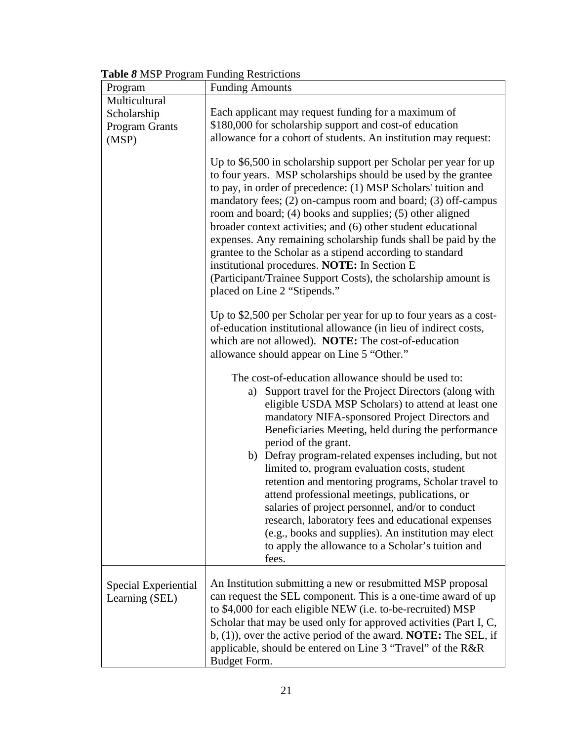**Table *8*** MSP Program Funding Restrictions

| Program | Funding Amounts |
| --- | --- |
| Multicultural Scholarship Program Grants (MSP) | Each applicant may request funding for a maximum of \$180,000 for scholarship support and cost-of education allowance for a cohort of students. An institution may request:<br><br>Up to \$6,500 in scholarship support per Scholar per year for up to four years. MSP scholarships should be used by the grantee to pay, in order of precedence: (1) MSP Scholars' tuition and mandatory fees; (2) on-campus room and board; (3) off-campus room and board; (4) books and supplies; (5) other aligned broader context activities; and (6) other student educational expenses. Any remaining scholarship funds shall be paid by the grantee to the Scholar as a stipend according to standard institutional procedures. **NOTE:** In Section E (Participant/Trainee Support Costs), the scholarship amount is placed on Line 2 "Stipends."<br><br>Up to \$2,500 per Scholar per year for up to four years as a cost-of-education institutional allowance (in lieu of indirect costs, which are not allowed). **NOTE:** The cost-of-education allowance should appear on Line 5 "Other."<br><br>The cost-of-education allowance should be used to:<br>a) Support travel for the Project Directors (along with eligible USDA MSP Scholars) to attend at least one mandatory NIFA-sponsored Project Directors and Beneficiaries Meeting, held during the performance period of the grant.<br>b) Defray program-related expenses including, but not limited to, program evaluation costs, student retention and mentoring programs, Scholar travel to attend professional meetings, publications, or salaries of project personnel, and/or to conduct research, laboratory fees and educational expenses (e.g., books and supplies). An institution may elect to apply the allowance to a Scholar's tuition and fees. |
| Special Experiential Learning (SEL) | An Institution submitting a new or resubmitted MSP proposal can request the SEL component. This is a one-time award of up to \$4,000 for each eligible NEW (i.e. to-be-recruited) MSP Scholar that may be used only for approved activities (Part I, C, b, (1)), over the active period of the award. **NOTE:** The SEL, if applicable, should be entered on Line 3 "Travel" of the R&R Budget Form. |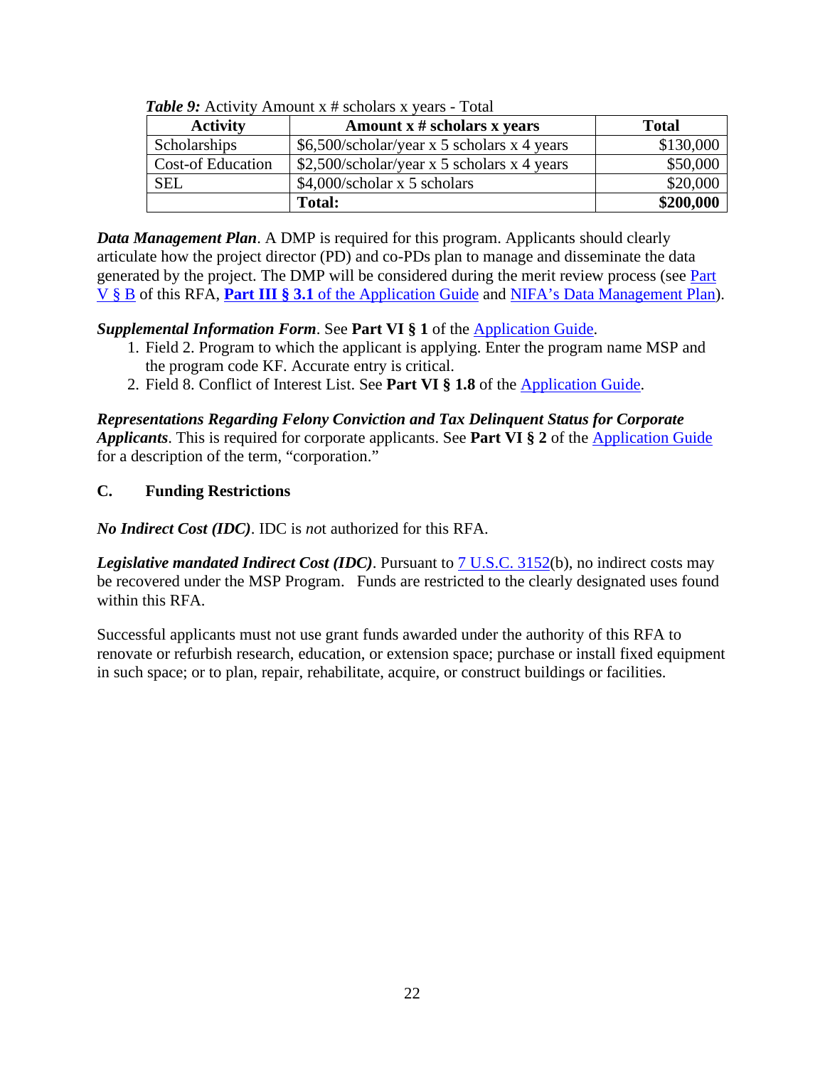***Table 9:*** Activity Amount x # scholars x years - Total

| Activity | Amount x # scholars x years | Total |
|---|---|---|
| Scholarships | $6,500/scholar/year x 5 scholars x 4 years | $130,000 |
| Cost-of Education | $2,500/scholar/year x 5 scholars x 4 years | $50,000 |
| SEL | $4,000/scholar x 5 scholars | $20,000 |
| | **Total:** | **$200,000** |

***Data Management Plan***. A DMP is required for this program. Applicants should clearly articulate how the project director (PD) and co-PDs plan to manage and disseminate the data generated by the project. The DMP will be considered during the merit review process (see Part V § B of this RFA, **Part III § 3.1** of the Application Guide and NIFA's Data Management Plan).

***Supplemental Information Form***. See **Part VI § 1** of the Application Guide.

1. Field 2. Program to which the applicant is applying. Enter the program name MSP and the program code KF. Accurate entry is critical.
2. Field 8. Conflict of Interest List. See **Part VI § 1.8** of the Application Guide.

***Representations Regarding Felony Conviction and Tax Delinquent Status for Corporate Applicants***. This is required for corporate applicants. See **Part VI § 2** of the Application Guide for a description of the term, "corporation."

### C. Funding Restrictions

***No Indirect Cost (IDC)***. IDC is *no*t authorized for this RFA.

***Legislative mandated Indirect Cost (IDC)***. Pursuant to 7 U.S.C. 3152(b), no indirect costs may be recovered under the MSP Program. Funds are restricted to the clearly designated uses found within this RFA.

Successful applicants must not use grant funds awarded under the authority of this RFA to renovate or refurbish research, education, or extension space; purchase or install fixed equipment in such space; or to plan, repair, rehabilitate, acquire, or construct buildings or facilities.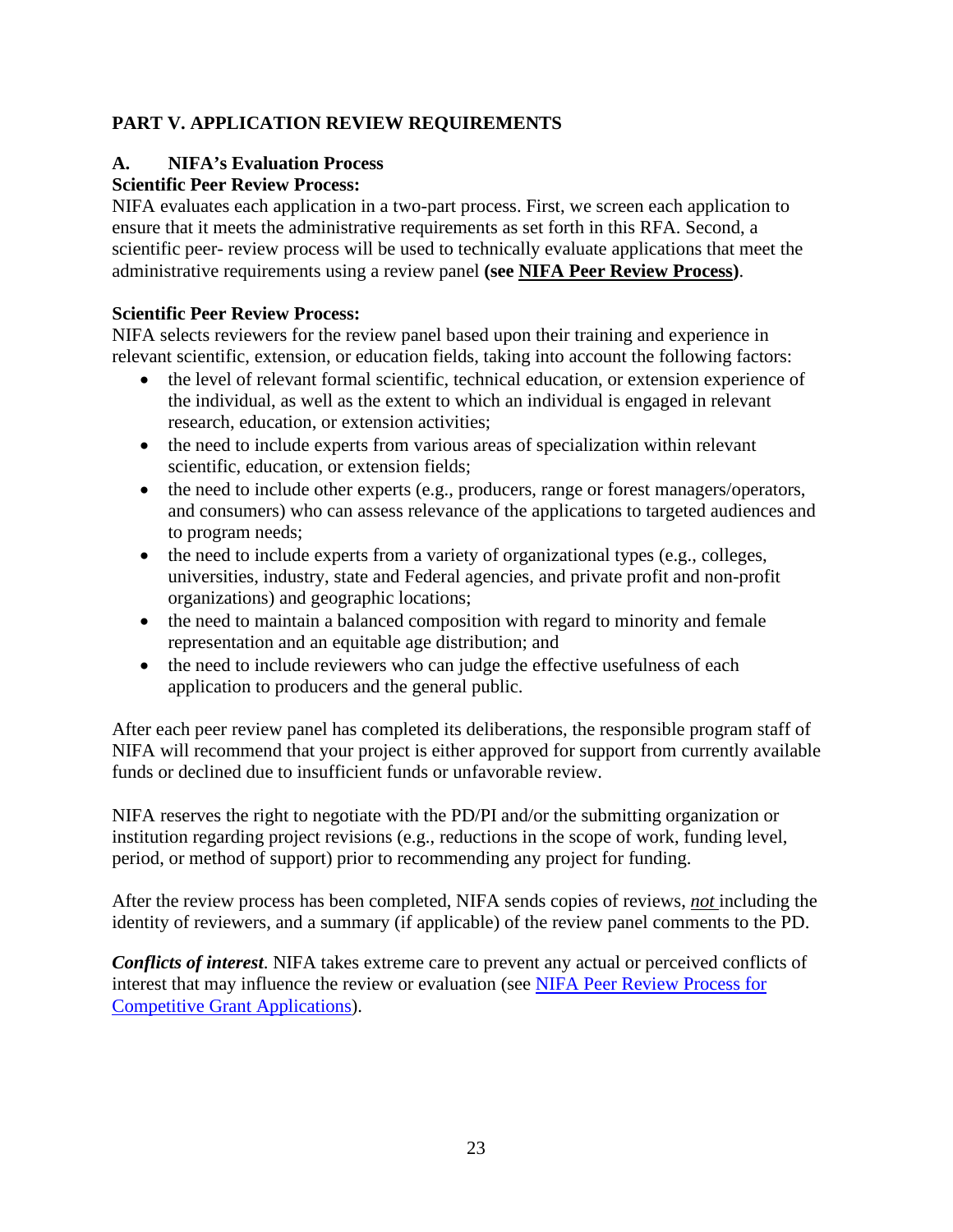## PART V. APPLICATION REVIEW REQUIREMENTS

### A. NIFA's Evaluation Process

**Scientific Peer Review Process:**

NIFA evaluates each application in a two-part process. First, we screen each application to ensure that it meets the administrative requirements as set forth in this RFA. Second, a scientific peer- review process will be used to technically evaluate applications that meet the administrative requirements using a review panel **(see NIFA Peer Review Process)**.

**Scientific Peer Review Process:**

NIFA selects reviewers for the review panel based upon their training and experience in relevant scientific, extension, or education fields, taking into account the following factors:

- the level of relevant formal scientific, technical education, or extension experience of the individual, as well as the extent to which an individual is engaged in relevant research, education, or extension activities;
- the need to include experts from various areas of specialization within relevant scientific, education, or extension fields;
- the need to include other experts (e.g., producers, range or forest managers/operators, and consumers) who can assess relevance of the applications to targeted audiences and to program needs;
- the need to include experts from a variety of organizational types (e.g., colleges, universities, industry, state and Federal agencies, and private profit and non-profit organizations) and geographic locations;
- the need to maintain a balanced composition with regard to minority and female representation and an equitable age distribution; and
- the need to include reviewers who can judge the effective usefulness of each application to producers and the general public.

After each peer review panel has completed its deliberations, the responsible program staff of NIFA will recommend that your project is either approved for support from currently available funds or declined due to insufficient funds or unfavorable review.

NIFA reserves the right to negotiate with the PD/PI and/or the submitting organization or institution regarding project revisions (e.g., reductions in the scope of work, funding level, period, or method of support) prior to recommending any project for funding.

After the review process has been completed, NIFA sends copies of reviews, ***not*** including the identity of reviewers, and a summary (if applicable) of the review panel comments to the PD.

***Conflicts of interest***. NIFA takes extreme care to prevent any actual or perceived conflicts of interest that may influence the review or evaluation (see NIFA Peer Review Process for Competitive Grant Applications).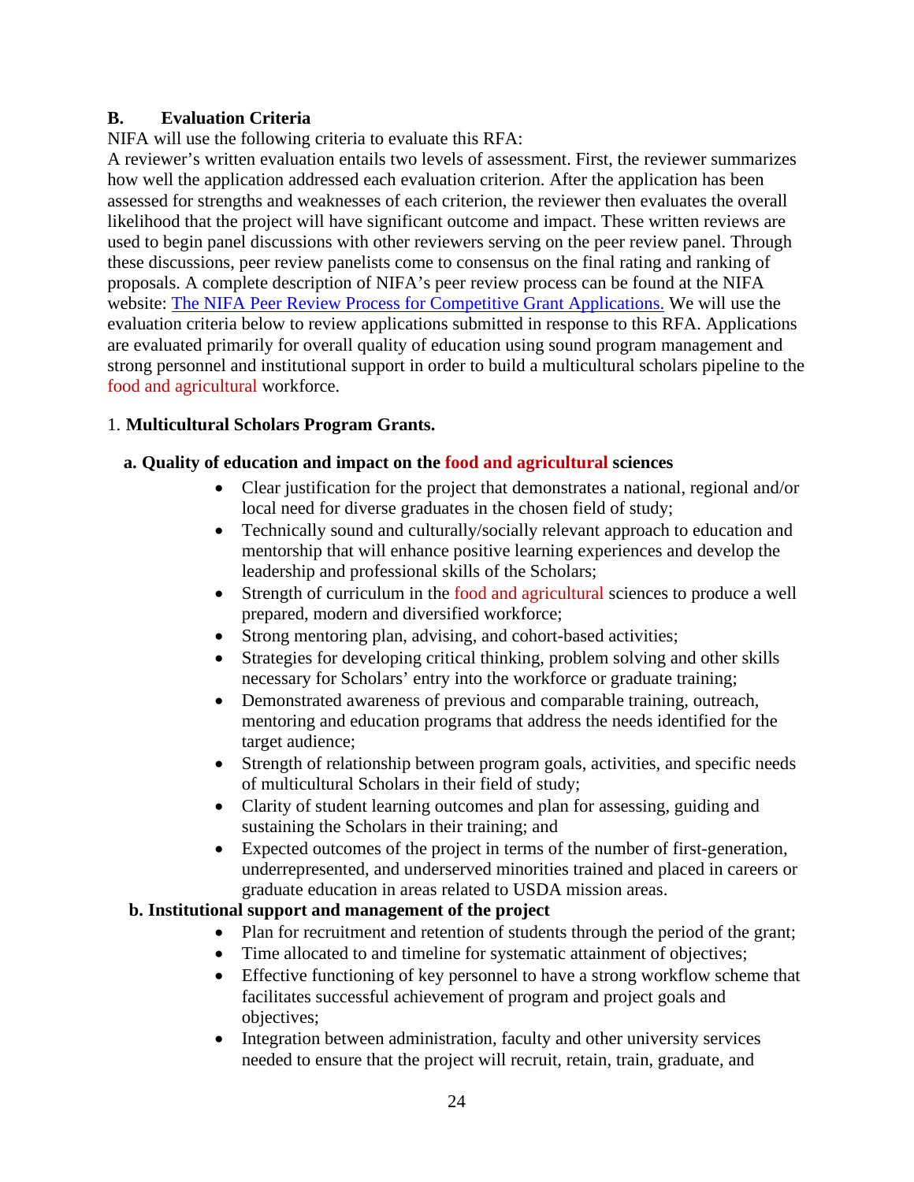## B. Evaluation Criteria

NIFA will use the following criteria to evaluate this RFA:

A reviewer's written evaluation entails two levels of assessment. First, the reviewer summarizes how well the application addressed each evaluation criterion. After the application has been assessed for strengths and weaknesses of each criterion, the reviewer then evaluates the overall likelihood that the project will have significant outcome and impact. These written reviews are used to begin panel discussions with other reviewers serving on the peer review panel. Through these discussions, peer review panelists come to consensus on the final rating and ranking of proposals. A complete description of NIFA's peer review process can be found at the NIFA website: [The NIFA Peer Review Process for Competitive Grant Applications.](#) We will use the evaluation criteria below to review applications submitted in response to this RFA. Applications are evaluated primarily for overall quality of education using sound program management and strong personnel and institutional support in order to build a multicultural scholars pipeline to the food and agricultural workforce.

1. **Multicultural Scholars Program Grants.**

**a. Quality of education and impact on the food and agricultural sciences**

- Clear justification for the project that demonstrates a national, regional and/or local need for diverse graduates in the chosen field of study;
- Technically sound and culturally/socially relevant approach to education and mentorship that will enhance positive learning experiences and develop the leadership and professional skills of the Scholars;
- Strength of curriculum in the food and agricultural sciences to produce a well prepared, modern and diversified workforce;
- Strong mentoring plan, advising, and cohort-based activities;
- Strategies for developing critical thinking, problem solving and other skills necessary for Scholars' entry into the workforce or graduate training;
- Demonstrated awareness of previous and comparable training, outreach, mentoring and education programs that address the needs identified for the target audience;
- Strength of relationship between program goals, activities, and specific needs of multicultural Scholars in their field of study;
- Clarity of student learning outcomes and plan for assessing, guiding and sustaining the Scholars in their training; and
- Expected outcomes of the project in terms of the number of first-generation, underrepresented, and underserved minorities trained and placed in careers or graduate education in areas related to USDA mission areas.

**b. Institutional support and management of the project**

- Plan for recruitment and retention of students through the period of the grant;
- Time allocated to and timeline for systematic attainment of objectives;
- Effective functioning of key personnel to have a strong workflow scheme that facilitates successful achievement of program and project goals and objectives;
- Integration between administration, faculty and other university services needed to ensure that the project will recruit, retain, train, graduate, and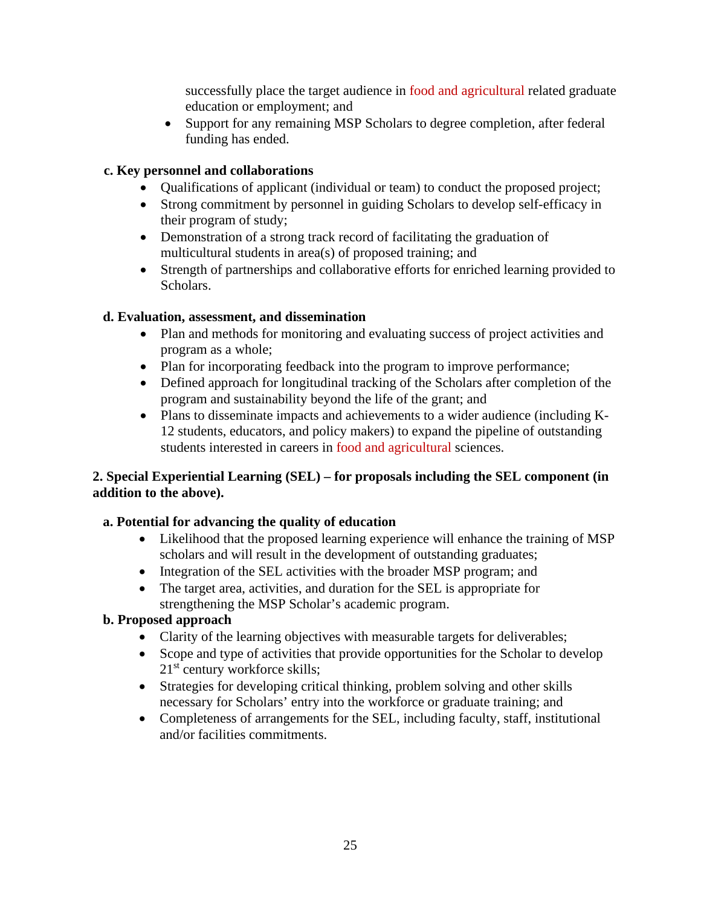successfully place the target audience in food and agricultural related graduate education or employment; and

- Support for any remaining MSP Scholars to degree completion, after federal funding has ended.

**c. Key personnel and collaborations**

- Qualifications of applicant (individual or team) to conduct the proposed project;
- Strong commitment by personnel in guiding Scholars to develop self-efficacy in their program of study;
- Demonstration of a strong track record of facilitating the graduation of multicultural students in area(s) of proposed training; and
- Strength of partnerships and collaborative efforts for enriched learning provided to Scholars.

**d. Evaluation, assessment, and dissemination**

- Plan and methods for monitoring and evaluating success of project activities and program as a whole;
- Plan for incorporating feedback into the program to improve performance;
- Defined approach for longitudinal tracking of the Scholars after completion of the program and sustainability beyond the life of the grant; and
- Plans to disseminate impacts and achievements to a wider audience (including K-12 students, educators, and policy makers) to expand the pipeline of outstanding students interested in careers in food and agricultural sciences.

**2. Special Experiential Learning (SEL) – for proposals including the SEL component (in addition to the above).**

**a. Potential for advancing the quality of education**

- Likelihood that the proposed learning experience will enhance the training of MSP scholars and will result in the development of outstanding graduates;
- Integration of the SEL activities with the broader MSP program; and
- The target area, activities, and duration for the SEL is appropriate for strengthening the MSP Scholar's academic program.

**b. Proposed approach**

- Clarity of the learning objectives with measurable targets for deliverables;
- Scope and type of activities that provide opportunities for the Scholar to develop 21st century workforce skills;
- Strategies for developing critical thinking, problem solving and other skills necessary for Scholars' entry into the workforce or graduate training; and
- Completeness of arrangements for the SEL, including faculty, staff, institutional and/or facilities commitments.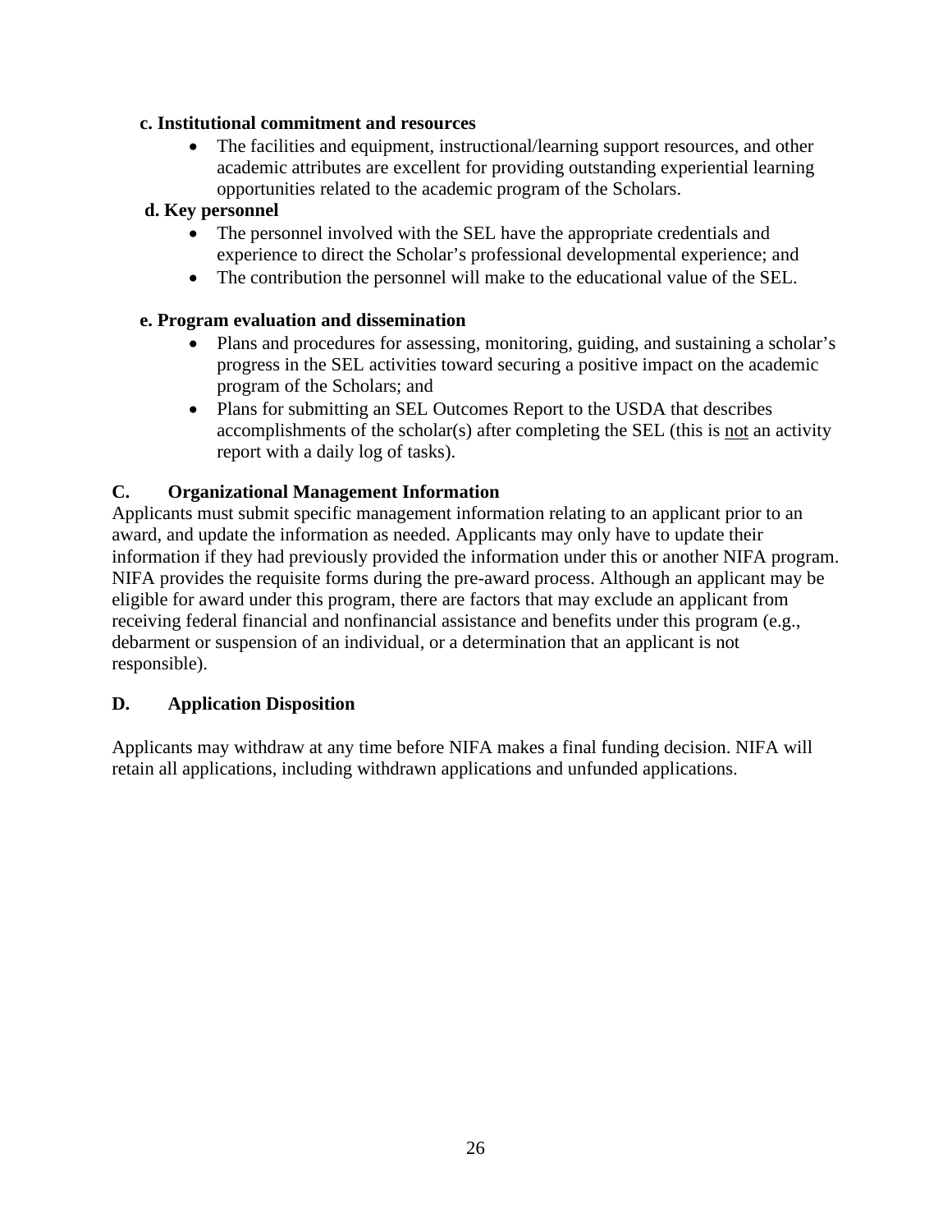**c. Institutional commitment and resources**

- The facilities and equipment, instructional/learning support resources, and other academic attributes are excellent for providing outstanding experiential learning opportunities related to the academic program of the Scholars.

**d. Key personnel**

- The personnel involved with the SEL have the appropriate credentials and experience to direct the Scholar's professional developmental experience; and
- The contribution the personnel will make to the educational value of the SEL.

**e. Program evaluation and dissemination**

- Plans and procedures for assessing, monitoring, guiding, and sustaining a scholar's progress in the SEL activities toward securing a positive impact on the academic program of the Scholars; and
- Plans for submitting an SEL Outcomes Report to the USDA that describes accomplishments of the scholar(s) after completing the SEL (this is <u>not</u> an activity report with a daily log of tasks).

### C. Organizational Management Information

Applicants must submit specific management information relating to an applicant prior to an award, and update the information as needed. Applicants may only have to update their information if they had previously provided the information under this or another NIFA program. NIFA provides the requisite forms during the pre-award process. Although an applicant may be eligible for award under this program, there are factors that may exclude an applicant from receiving federal financial and nonfinancial assistance and benefits under this program (e.g., debarment or suspension of an individual, or a determination that an applicant is not responsible).

### D. Application Disposition

Applicants may withdraw at any time before NIFA makes a final funding decision. NIFA will retain all applications, including withdrawn applications and unfunded applications.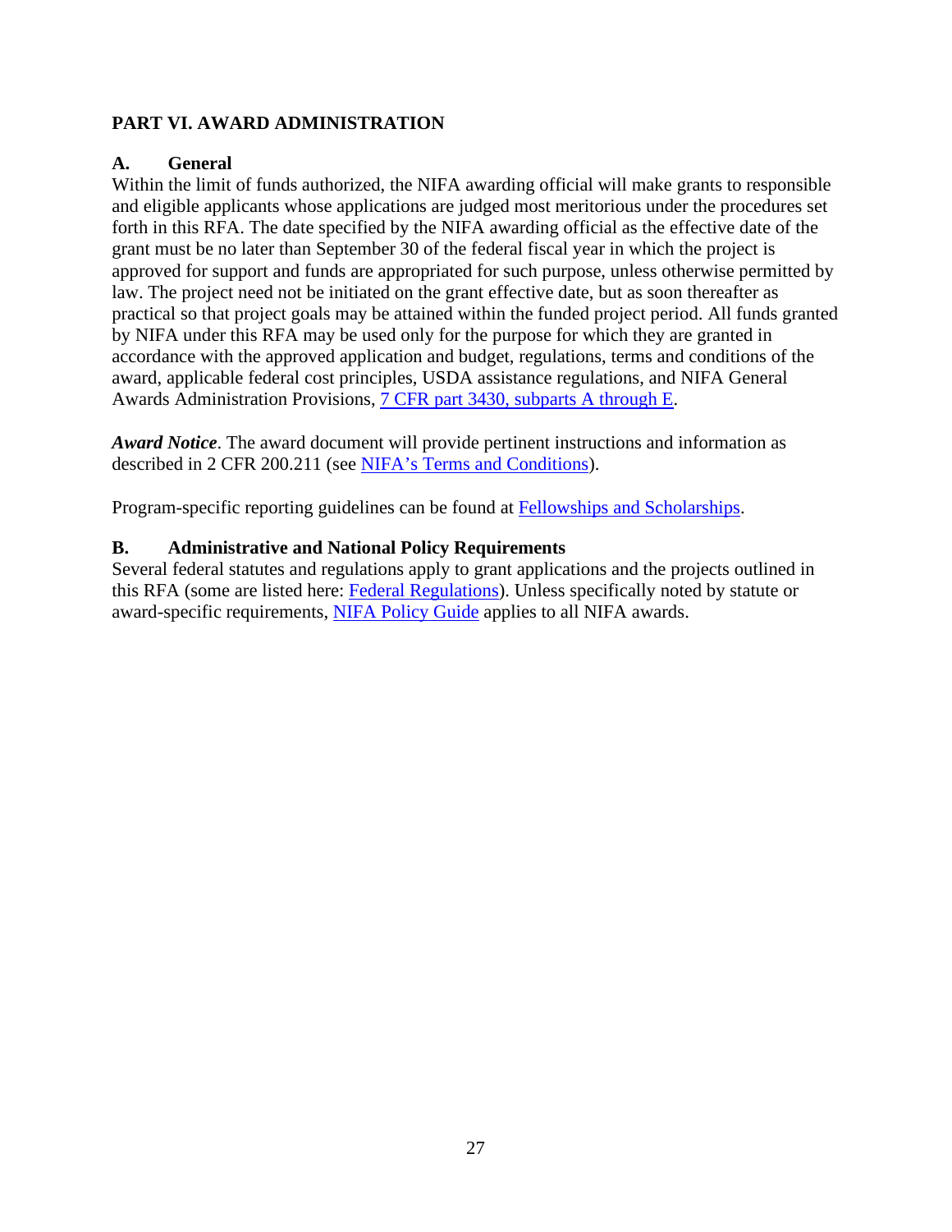## PART VI. AWARD ADMINISTRATION

### A. General

Within the limit of funds authorized, the NIFA awarding official will make grants to responsible and eligible applicants whose applications are judged most meritorious under the procedures set forth in this RFA. The date specified by the NIFA awarding official as the effective date of the grant must be no later than September 30 of the federal fiscal year in which the project is approved for support and funds are appropriated for such purpose, unless otherwise permitted by law. The project need not be initiated on the grant effective date, but as soon thereafter as practical so that project goals may be attained within the funded project period. All funds granted by NIFA under this RFA may be used only for the purpose for which they are granted in accordance with the approved application and budget, regulations, terms and conditions of the award, applicable federal cost principles, USDA assistance regulations, and NIFA General Awards Administration Provisions, 7 CFR part 3430, subparts A through E.

***Award Notice***. The award document will provide pertinent instructions and information as described in 2 CFR 200.211 (see NIFA's Terms and Conditions).

Program-specific reporting guidelines can be found at Fellowships and Scholarships.

### B. Administrative and National Policy Requirements

Several federal statutes and regulations apply to grant applications and the projects outlined in this RFA (some are listed here: Federal Regulations). Unless specifically noted by statute or award-specific requirements, NIFA Policy Guide applies to all NIFA awards.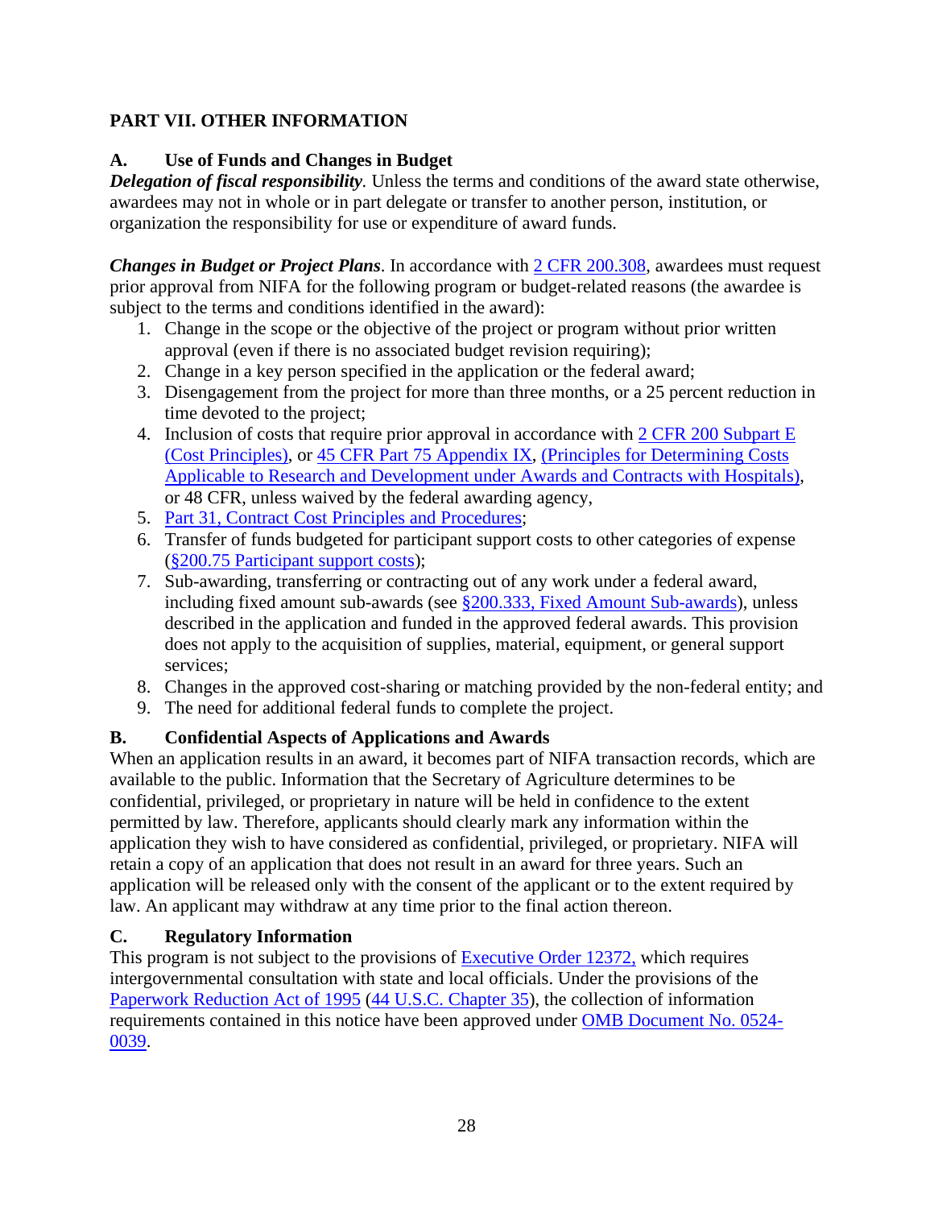## PART VII. OTHER INFORMATION

### A. Use of Funds and Changes in Budget

***Delegation of fiscal responsibility.*** Unless the terms and conditions of the award state otherwise, awardees may not in whole or in part delegate or transfer to another person, institution, or organization the responsibility for use or expenditure of award funds.

***Changes in Budget or Project Plans***. In accordance with 2 CFR 200.308, awardees must request prior approval from NIFA for the following program or budget-related reasons (the awardee is subject to the terms and conditions identified in the award):

1. Change in the scope or the objective of the project or program without prior written approval (even if there is no associated budget revision requiring);
2. Change in a key person specified in the application or the federal award;
3. Disengagement from the project for more than three months, or a 25 percent reduction in time devoted to the project;
4. Inclusion of costs that require prior approval in accordance with 2 CFR 200 Subpart E (Cost Principles), or 45 CFR Part 75 Appendix IX, (Principles for Determining Costs Applicable to Research and Development under Awards and Contracts with Hospitals), or 48 CFR, unless waived by the federal awarding agency,
5. Part 31, Contract Cost Principles and Procedures;
6. Transfer of funds budgeted for participant support costs to other categories of expense (§200.75 Participant support costs);
7. Sub-awarding, transferring or contracting out of any work under a federal award, including fixed amount sub-awards (see §200.333, Fixed Amount Sub-awards), unless described in the application and funded in the approved federal awards. This provision does not apply to the acquisition of supplies, material, equipment, or general support services;
8. Changes in the approved cost-sharing or matching provided by the non-federal entity; and
9. The need for additional federal funds to complete the project.

### B. Confidential Aspects of Applications and Awards

When an application results in an award, it becomes part of NIFA transaction records, which are available to the public. Information that the Secretary of Agriculture determines to be confidential, privileged, or proprietary in nature will be held in confidence to the extent permitted by law. Therefore, applicants should clearly mark any information within the application they wish to have considered as confidential, privileged, or proprietary. NIFA will retain a copy of an application that does not result in an award for three years. Such an application will be released only with the consent of the applicant or to the extent required by law. An applicant may withdraw at any time prior to the final action thereon.

### C. Regulatory Information

This program is not subject to the provisions of Executive Order 12372, which requires intergovernmental consultation with state and local officials. Under the provisions of the Paperwork Reduction Act of 1995 (44 U.S.C. Chapter 35), the collection of information requirements contained in this notice have been approved under OMB Document No. 0524-0039.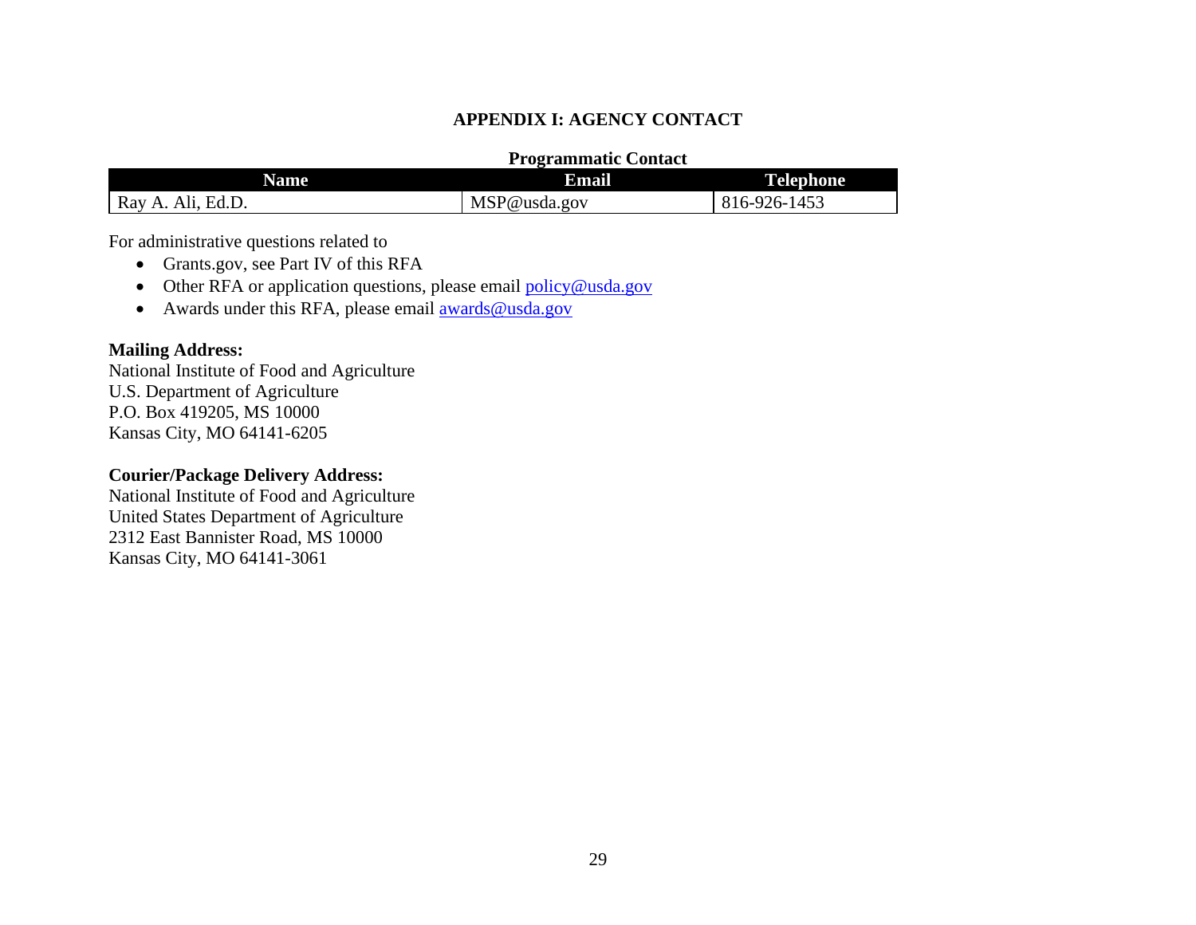# APPENDIX I: AGENCY CONTACT

**Programmatic Contact**

| Name | Email | Telephone |
|---|---|---|
| Ray A. Ali, Ed.D. | MSP@usda.gov | 816-926-1453 |

For administrative questions related to

- Grants.gov, see Part IV of this RFA
- Other RFA or application questions, please email policy@usda.gov
- Awards under this RFA, please email awards@usda.gov

**Mailing Address:**
National Institute of Food and Agriculture
U.S. Department of Agriculture
P.O. Box 419205, MS 10000
Kansas City, MO 64141-6205

**Courier/Package Delivery Address:**
National Institute of Food and Agriculture
United States Department of Agriculture
2312 East Bannister Road, MS 10000
Kansas City, MO 64141-3061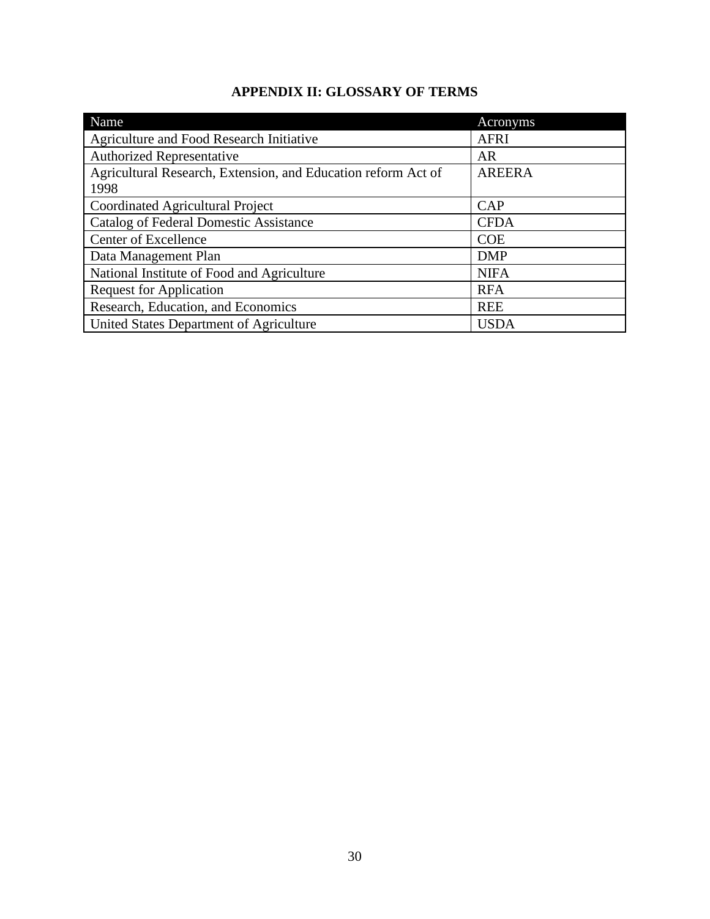## APPENDIX II: GLOSSARY OF TERMS

| Name | Acronyms |
| --- | --- |
| Agriculture and Food Research Initiative | AFRI |
| Authorized Representative | AR |
| Agricultural Research, Extension, and Education reform Act of 1998 | AREERA |
| Coordinated Agricultural Project | CAP |
| Catalog of Federal Domestic Assistance | CFDA |
| Center of Excellence | COE |
| Data Management Plan | DMP |
| National Institute of Food and Agriculture | NIFA |
| Request for Application | RFA |
| Research, Education, and Economics | REE |
| United States Department of Agriculture | USDA |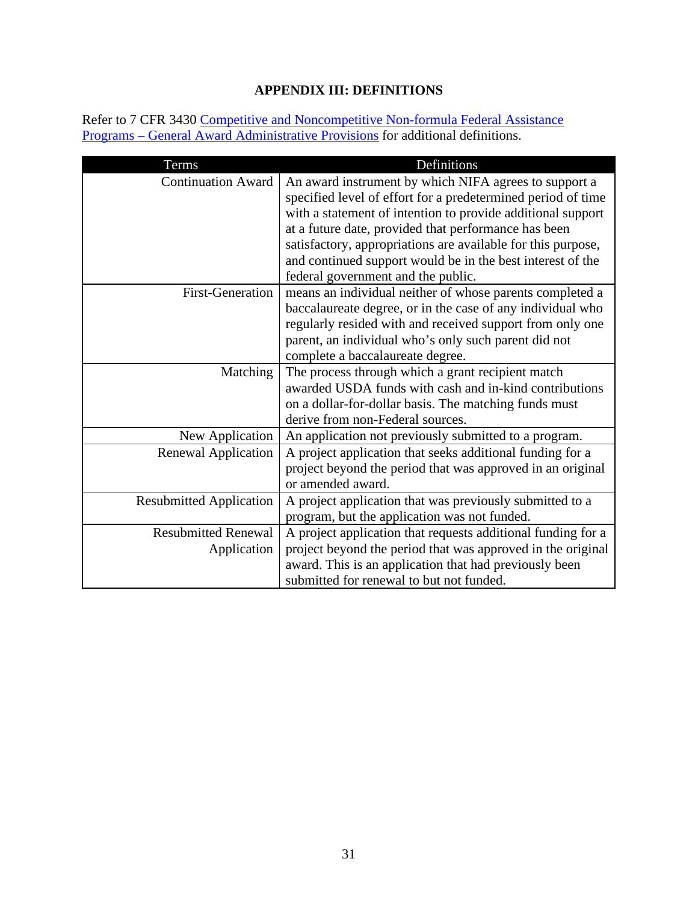## APPENDIX III: DEFINITIONS

Refer to 7 CFR 3430 Competitive and Noncompetitive Non-formula Federal Assistance Programs – General Award Administrative Provisions for additional definitions.

| Terms | Definitions |
|---|---|
| Continuation Award | An award instrument by which NIFA agrees to support a specified level of effort for a predetermined period of time with a statement of intention to provide additional support at a future date, provided that performance has been satisfactory, appropriations are available for this purpose, and continued support would be in the best interest of the federal government and the public. |
| First-Generation | means an individual neither of whose parents completed a baccalaureate degree, or in the case of any individual who regularly resided with and received support from only one parent, an individual who's only such parent did not complete a baccalaureate degree. |
| Matching | The process through which a grant recipient match awarded USDA funds with cash and in-kind contributions on a dollar-for-dollar basis. The matching funds must derive from non-Federal sources. |
| New Application | An application not previously submitted to a program. |
| Renewal Application | A project application that seeks additional funding for a project beyond the period that was approved in an original or amended award. |
| Resubmitted Application | A project application that was previously submitted to a program, but the application was not funded. |
| Resubmitted Renewal Application | A project application that requests additional funding for a project beyond the period that was approved in the original award. This is an application that had previously been submitted for renewal to but not funded. |